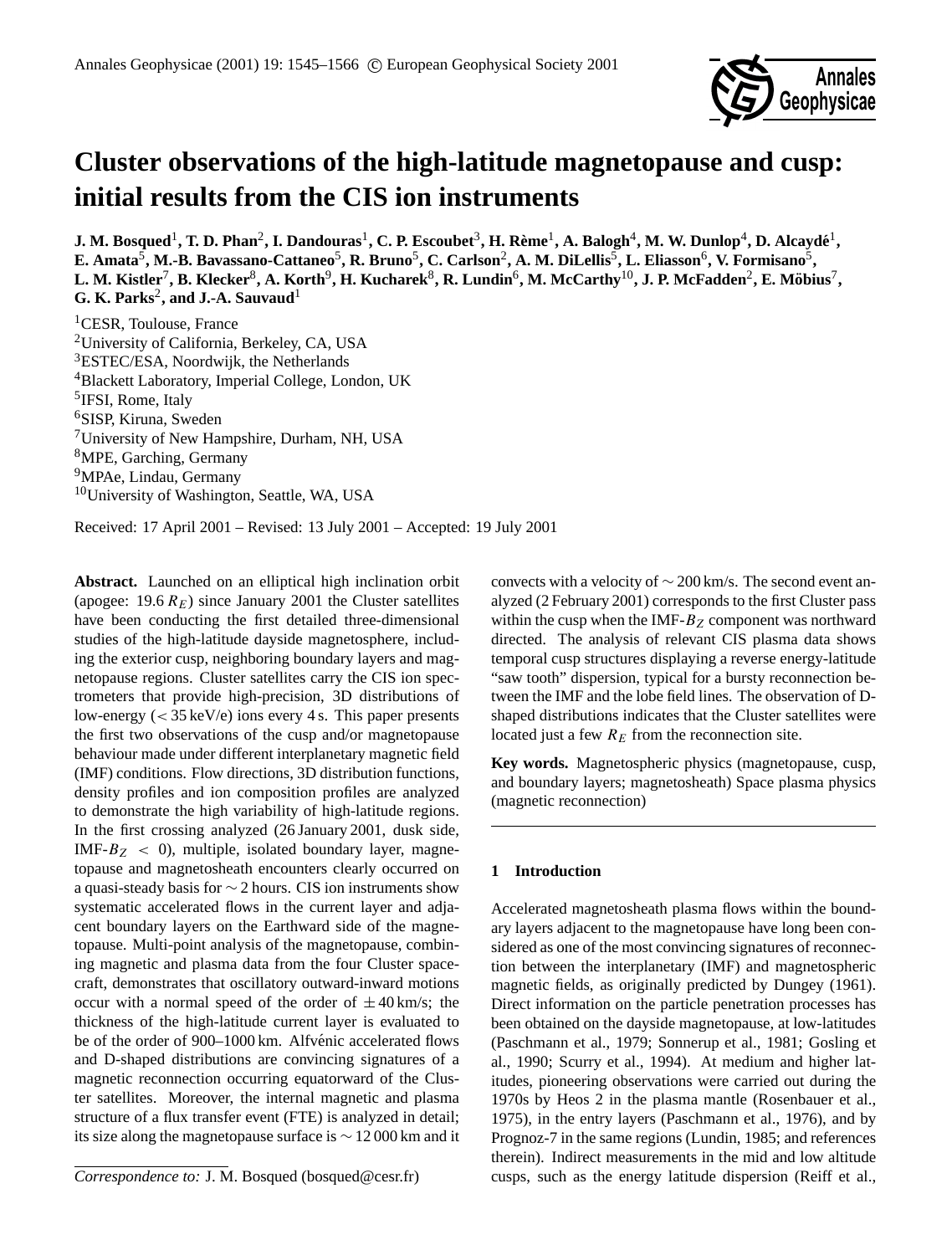# Cluster observations of the high-latitude magnetopause and cusp: initial results from the CIS ion instruments

**J. M. Bosqued[1], T. D. Phan[2], I. Dandouras[1], C. P. Escoubet[3], H. Rème[1], A. Balogh[4], M. W. Dunlop[4], D. Alcaydé[1], E. Amata[5], M.-B. Bavassano-Cattaneo[5], R. Bruno[5], C. Carlson[2], A. M. DiLellis[5], L. Eliasson[6], V. Formisano[5], L. M. Kistler[7], B. Klecker[8], A. Korth[9], H. Kucharek[8], R. Lundin[6], M. McCarthy[10], J. P. McFadden[2], E. Möbius[7], G. K. Parks[2], and J.-A. Sauvaud[1]**

[1]CESR, Toulouse, France
[2]University of California, Berkeley, CA, USA
[3]ESTEC/ESA, Noordwijk, the Netherlands
[4]Blackett Laboratory, Imperial College, London, UK
[5]IFSI, Rome, Italy
[6]SISP, Kiruna, Sweden
[7]University of New Hampshire, Durham, NH, USA
[8]MPE, Garching, Germany
[9]MPAe, Lindau, Germany
[10]University of Washington, Seattle, WA, USA

Received: 17 April 2001 – Revised: 13 July 2001 – Accepted: 19 July 2001

**Abstract.** Launched on an elliptical high inclination orbit (apogee: 19.6 $R_E$) since January 2001 the Cluster satellites have been conducting the first detailed three-dimensional studies of the high-latitude dayside magnetosphere, including the exterior cusp, neighboring boundary layers and magnetopause regions. Cluster satellites carry the CIS ion spectrometers that provide high-precision, 3D distributions of low-energy ($< 35$ keV/e) ions every 4 s. This paper presents the first two observations of the cusp and/or magnetopause behaviour made under different interplanetary magnetic field (IMF) conditions. Flow directions, 3D distribution functions, density profiles and ion composition profiles are analyzed to demonstrate the high variability of high-latitude regions. In the first crossing analyzed (26 January 2001, dusk side, IMF-$B_Z$ $<$ 0), multiple, isolated boundary layer, magnetopause and magnetosheath encounters clearly occurred on a quasi-steady basis for $\sim 2$ hours. CIS ion instruments show systematic accelerated flows in the current layer and adjacent boundary layers on the Earthward side of the magnetopause. Multi-point analysis of the magnetopause, combining magnetic and plasma data from the four Cluster spacecraft, demonstrates that oscillatory outward-inward motions occur with a normal speed of the order of $\pm 40$ km/s; the thickness of the high-latitude current layer is evaluated to be of the order of 900–1000 km. Alfvénic accelerated flows and D-shaped distributions are convincing signatures of a magnetic reconnection occurring equatorward of the Cluster satellites. Moreover, the internal magnetic and plasma structure of a flux transfer event (FTE) is analyzed in detail; its size along the magnetopause surface is $\sim 12\,000$ km and it convects with a velocity of $\sim 200$ km/s. The second event analyzed (2 February 2001) corresponds to the first Cluster pass within the cusp when the IMF-$B_Z$ component was northward directed. The analysis of relevant CIS plasma data shows temporal cusp structures displaying a reverse energy-latitude "saw tooth" dispersion, typical for a bursty reconnection between the IMF and the lobe field lines. The observation of D-shaped distributions indicates that the Cluster satellites were located just a few $R_E$ from the reconnection site.

**Key words.** Magnetospheric physics (magnetopause, cusp, and boundary layers; magnetosheath) Space plasma physics (magnetic reconnection)

*Correspondence to:* J. M. Bosqued (bosqued@cesr.fr)

## 1 Introduction

Accelerated magnetosheath plasma flows within the boundary layers adjacent to the magnetopause have long been considered as one of the most convincing signatures of reconnection between the interplanetary (IMF) and magnetospheric magnetic fields, as originally predicted by Dungey (1961). Direct information on the particle penetration processes has been obtained on the dayside magnetopause, at low-latitudes (Paschmann et al., 1979; Sonnerup et al., 1981; Gosling et al., 1990; Scurry et al., 1994). At medium and higher latitudes, pioneering observations were carried out during the 1970s by Heos 2 in the plasma mantle (Rosenbauer et al., 1975), in the entry layers (Paschmann et al., 1976), and by Prognoz-7 in the same regions (Lundin, 1985; and references therein). Indirect measurements in the mid and low altitude cusps, such as the energy latitude dispersion (Reiff et al.,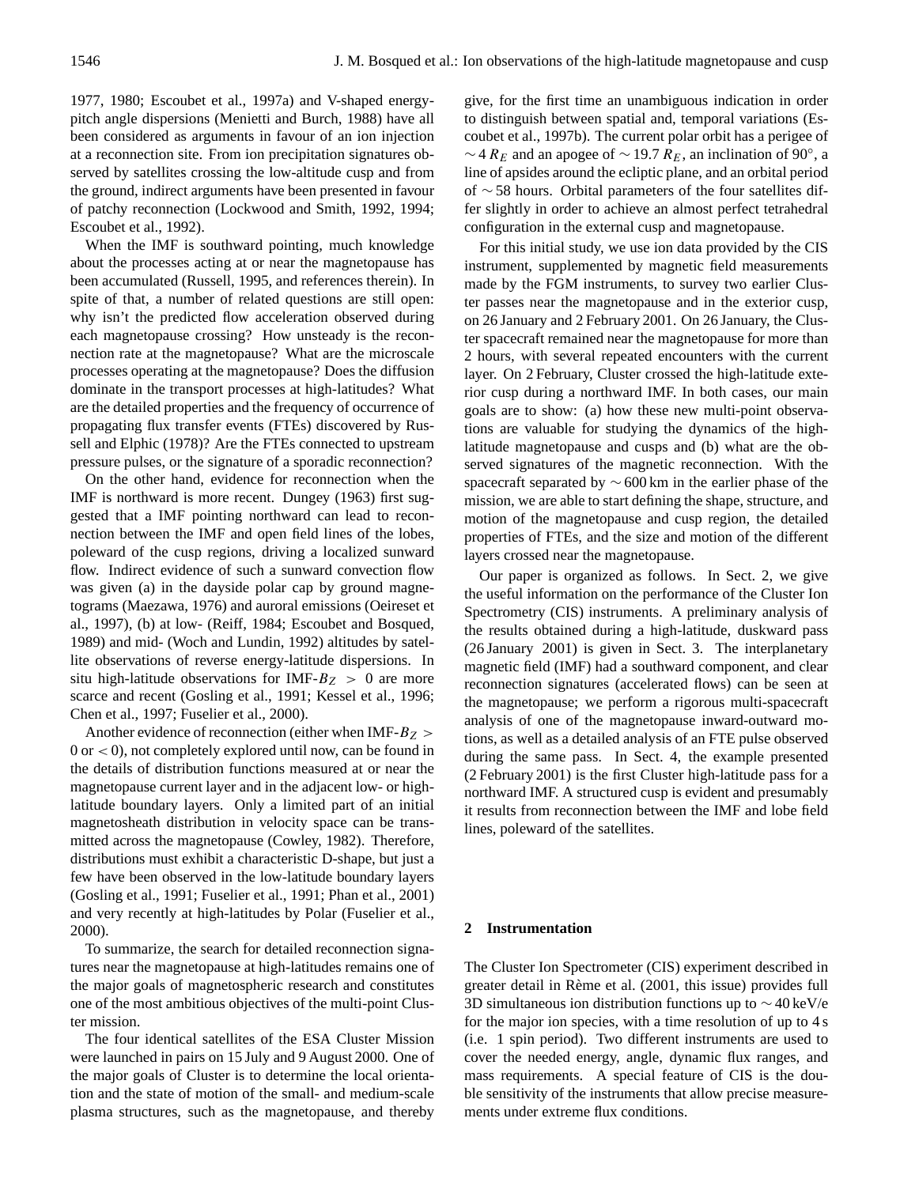1977, 1980; Escoubet et al., 1997a) and V-shaped energy-pitch angle dispersions (Menietti and Burch, 1988) have all been considered as arguments in favour of an ion injection at a reconnection site. From ion precipitation signatures observed by satellites crossing the low-altitude cusp and from the ground, indirect arguments have been presented in favour of patchy reconnection (Lockwood and Smith, 1992, 1994; Escoubet et al., 1992).

When the IMF is southward pointing, much knowledge about the processes acting at or near the magnetopause has been accumulated (Russell, 1995, and references therein). In spite of that, a number of related questions are still open: why isn't the predicted flow acceleration observed during each magnetopause crossing? How unsteady is the reconnection rate at the magnetopause? What are the microscale processes operating at the magnetopause? Does the diffusion dominate in the transport processes at high-latitudes? What are the detailed properties and the frequency of occurrence of propagating flux transfer events (FTEs) discovered by Russell and Elphic (1978)? Are the FTEs connected to upstream pressure pulses, or the signature of a sporadic reconnection?

On the other hand, evidence for reconnection when the IMF is northward is more recent. Dungey (1963) first suggested that a IMF pointing northward can lead to reconnection between the IMF and open field lines of the lobes, poleward of the cusp regions, driving a localized sunward flow. Indirect evidence of such a sunward convection flow was given (a) in the dayside polar cap by ground magnetograms (Maezawa, 1976) and auroral emissions (Oeireset et al., 1997), (b) at low- (Reiff, 1984; Escoubet and Bosqued, 1989) and mid- (Woch and Lundin, 1992) altitudes by satellite observations of reverse energy-latitude dispersions. In situ high-latitude observations for IMF-$B_Z > 0$ are more scarce and recent (Gosling et al., 1991; Kessel et al., 1996; Chen et al., 1997; Fuselier et al., 2000).

Another evidence of reconnection (either when IMF-$B_Z > 0$ or $< 0$), not completely explored until now, can be found in the details of distribution functions measured at or near the magnetopause current layer and in the adjacent low- or high-latitude boundary layers. Only a limited part of an initial magnetosheath distribution in velocity space can be transmitted across the magnetopause (Cowley, 1982). Therefore, distributions must exhibit a characteristic D-shape, but just a few have been observed in the low-latitude boundary layers (Gosling et al., 1991; Fuselier et al., 1991; Phan et al., 2001) and very recently at high-latitudes by Polar (Fuselier et al., 2000).

To summarize, the search for detailed reconnection signatures near the magnetopause at high-latitudes remains one of the major goals of magnetospheric research and constitutes one of the most ambitious objectives of the multi-point Cluster mission.

The four identical satellites of the ESA Cluster Mission were launched in pairs on 15 July and 9 August 2000. One of the major goals of Cluster is to determine the local orientation and the state of motion of the small- and medium-scale plasma structures, such as the magnetopause, and thereby give, for the first time an unambiguous indication in order to distinguish between spatial and, temporal variations (Escoubet et al., 1997b). The current polar orbit has a perigee of $\sim 4\,R_E$ and an apogee of $\sim 19.7\,R_E$, an inclination of 90°, a line of apsides around the ecliptic plane, and an orbital period of $\sim 58$ hours. Orbital parameters of the four satellites differ slightly in order to achieve an almost perfect tetrahedral configuration in the external cusp and magnetopause.

For this initial study, we use ion data provided by the CIS instrument, supplemented by magnetic field measurements made by the FGM instruments, to survey two earlier Cluster passes near the magnetopause and in the exterior cusp, on 26 January and 2 February 2001. On 26 January, the Cluster spacecraft remained near the magnetopause for more than 2 hours, with several repeated encounters with the current layer. On 2 February, Cluster crossed the high-latitude exterior cusp during a northward IMF. In both cases, our main goals are to show: (a) how these new multi-point observations are valuable for studying the dynamics of the high-latitude magnetopause and cusps and (b) what are the observed signatures of the magnetic reconnection. With the spacecraft separated by $\sim 600$ km in the earlier phase of the mission, we are able to start defining the shape, structure, and motion of the magnetopause and cusp region, the detailed properties of FTEs, and the size and motion of the different layers crossed near the magnetopause.

Our paper is organized as follows. In Sect. 2, we give the useful information on the performance of the Cluster Ion Spectrometry (CIS) instruments. A preliminary analysis of the results obtained during a high-latitude, duskward pass (26 January 2001) is given in Sect. 3. The interplanetary magnetic field (IMF) had a southward component, and clear reconnection signatures (accelerated flows) can be seen at the magnetopause; we perform a rigorous multi-spacecraft analysis of one of the magnetopause inward-outward motions, as well as a detailed analysis of an FTE pulse observed during the same pass. In Sect. 4, the example presented (2 February 2001) is the first Cluster high-latitude pass for a northward IMF. A structured cusp is evident and presumably it results from reconnection between the IMF and lobe field lines, poleward of the satellites.

## 2 Instrumentation

The Cluster Ion Spectrometer (CIS) experiment described in greater detail in Rème et al. (2001, this issue) provides full 3D simultaneous ion distribution functions up to $\sim 40$ keV/e for the major ion species, with a time resolution of up to 4 s (i.e. 1 spin period). Two different instruments are used to cover the needed energy, angle, dynamic flux ranges, and mass requirements. A special feature of CIS is the double sensitivity of the instruments that allow precise measurements under extreme flux conditions.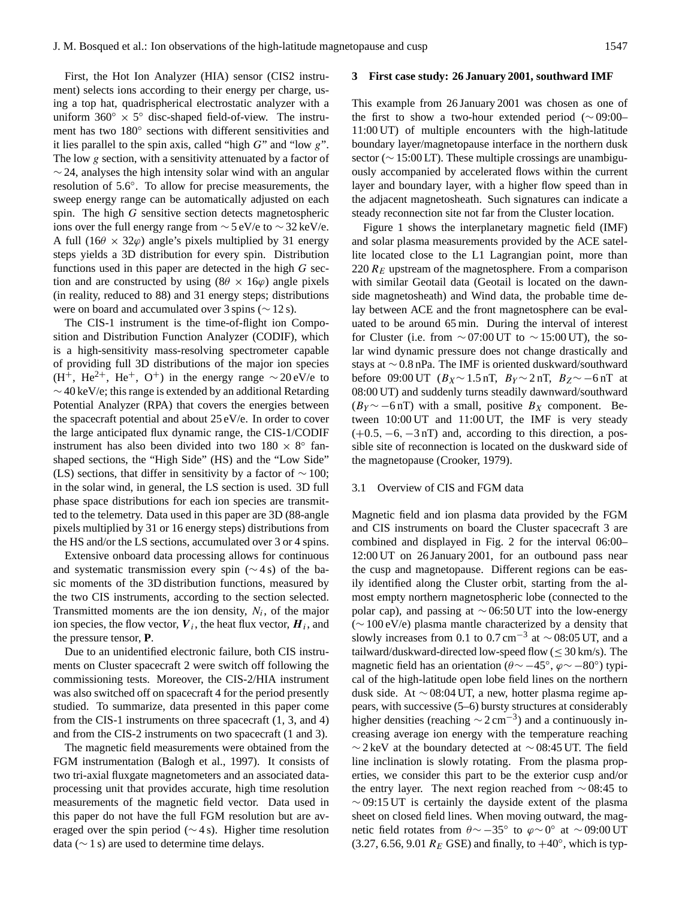First, the Hot Ion Analyzer (HIA) sensor (CIS2 instrument) selects ions according to their energy per charge, using a top hat, quadrispherical electrostatic analyzer with a uniform $360^\circ \times 5^\circ$ disc-shaped field-of-view. The instrument has two $180^\circ$ sections with different sensitivities and it lies parallel to the spin axis, called "high $G$" and "low $g$". The low $g$ section, with a sensitivity attenuated by a factor of $\sim 24$, analyses the high intensity solar wind with an angular resolution of $5.6^\circ$. To allow for precise measurements, the sweep energy range can be automatically adjusted on each spin. The high $G$ sensitive section detects magnetospheric ions over the full energy range from $\sim 5$ eV/e to $\sim 32$ keV/e. A full ($16\theta \times 32\varphi$) angle's pixels multiplied by 31 energy steps yields a 3D distribution for every spin. Distribution functions used in this paper are detected in the high $G$ section and are constructed by using ($8\theta \times 16\varphi$) angle pixels (in reality, reduced to 88) and 31 energy steps; distributions were on board and accumulated over 3 spins ($\sim 12$ s).

The CIS-1 instrument is the time-of-flight ion Composition and Distribution Function Analyzer (CODIF), which is a high-sensitivity mass-resolving spectrometer capable of providing full 3D distributions of the major ion species ($H^+$, $He^{2+}$, $He^+$, $O^+$) in the energy range $\sim 20$ eV/e to $\sim 40$ keV/e; this range is extended by an additional Retarding Potential Analyzer (RPA) that covers the energies between the spacecraft potential and about 25 eV/e. In order to cover the large anticipated flux dynamic range, the CIS-1/CODIF instrument has also been divided into two $180 \times 8^\circ$ fan-shaped sections, the "High Side" (HS) and the "Low Side" (LS) sections, that differ in sensitivity by a factor of $\sim 100$; in the solar wind, in general, the LS section is used. 3D full phase space distributions for each ion species are transmitted to the telemetry. Data used in this paper are 3D (88-angle pixels multiplied by 31 or 16 energy steps) distributions from the HS and/or the LS sections, accumulated over 3 or 4 spins.

Extensive onboard data processing allows for continuous and systematic transmission every spin ($\sim 4$ s) of the basic moments of the 3D distribution functions, measured by the two CIS instruments, according to the section selected. Transmitted moments are the ion density, $N_i$, of the major ion species, the flow vector, $\boldsymbol{V}_i$, the heat flux vector, $\boldsymbol{H}_i$, and the pressure tensor, $\mathbf{P}$.

Due to an unidentified electronic failure, both CIS instruments on Cluster spacecraft 2 were switch off following the commissioning tests. Moreover, the CIS-2/HIA instrument was also switched off on spacecraft 4 for the period presently studied. To summarize, data presented in this paper come from the CIS-1 instruments on three spacecraft (1, 3, and 4) and from the CIS-2 instruments on two spacecraft (1 and 3).

The magnetic field measurements were obtained from the FGM instrumentation (Balogh et al., 1997). It consists of two tri-axial fluxgate magnetometers and an associated data-processing unit that provides accurate, high time resolution measurements of the magnetic field vector. Data used in this paper do not have the full FGM resolution but are averaged over the spin period ($\sim 4$ s). Higher time resolution data ($\sim 1$ s) are used to determine time delays.

## 3 First case study: 26 January 2001, southward IMF

This example from 26 January 2001 was chosen as one of the first to show a two-hour extended period ($\sim$09:00–11:00 UT) of multiple encounters with the high-latitude boundary layer/magnetopause interface in the northern dusk sector ($\sim$15:00 LT). These multiple crossings are unambiguously accompanied by accelerated flows within the current layer and boundary layer, with a higher flow speed than in the adjacent magnetosheath. Such signatures can indicate a steady reconnection site not far from the Cluster location.

Figure 1 shows the interplanetary magnetic field (IMF) and solar plasma measurements provided by the ACE satellite located close to the L1 Lagrangian point, more than 220 $R_E$ upstream of the magnetosphere. From a comparison with similar Geotail data (Geotail is located on the dawn-side magnetosheath) and Wind data, the probable time delay between ACE and the front magnetosphere can be evaluated to be around 65 min. During the interval of interest for Cluster (i.e. from $\sim$07:00 UT to $\sim$15:00 UT), the solar wind dynamic pressure does not change drastically and stays at $\sim 0.8$ nPa. The IMF is oriented duskward/southward before 09:00 UT ($B_X \sim 1.5$ nT, $B_Y \sim 2$ nT, $B_Z \sim -6$ nT at 08:00 UT) and suddenly turns steadily dawnward/southward ($B_Y \sim -6$ nT) with a small, positive $B_X$ component. Between 10:00 UT and 11:00 UT, the IMF is very steady ($+0.5, -6, -3$ nT) and, according to this direction, a possible site of reconnection is located on the duskward side of the magnetopause (Crooker, 1979).

### 3.1 Overview of CIS and FGM data

Magnetic field and ion plasma data provided by the FGM and CIS instruments on board the Cluster spacecraft 3 are combined and displayed in Fig. 2 for the interval 06:00–12:00 UT on 26 January 2001, for an outbound pass near the cusp and magnetopause. Different regions can be easily identified along the Cluster orbit, starting from the almost empty northern magnetospheric lobe (connected to the polar cap), and passing at $\sim$06:50 UT into the low-energy ($\sim 100$ eV/e) plasma mantle characterized by a density that slowly increases from 0.1 to 0.7 $\mathrm{cm}^{-3}$ at $\sim$08:05 UT, and a tailward/duskward-directed low-speed flow ($\leq 30$ km/s). The magnetic field has an orientation ($\theta \sim -45^\circ$, $\varphi \sim -80^\circ$) typical of the high-latitude open lobe field lines on the northern dusk side. At $\sim$08:04 UT, a new, hotter plasma regime appears, with successive (5–6) bursty structures at considerably higher densities (reaching $\sim 2\,\mathrm{cm}^{-3}$) and a continuously increasing average ion energy with the temperature reaching $\sim 2$ keV at the boundary detected at $\sim$08:45 UT. The field line inclination is slowly rotating. From the plasma properties, we consider this part to be the exterior cusp and/or the entry layer. The next region reached from $\sim$08:45 to $\sim$09:15 UT is certainly the dayside extent of the plasma sheet on closed field lines. When moving outward, the magnetic field rotates from $\theta \sim -35^\circ$ to $\varphi \sim 0^\circ$ at $\sim$09:00 UT (3.27, 6.56, 9.01 $R_E$ GSE) and finally, to $+40^\circ$, which is typ-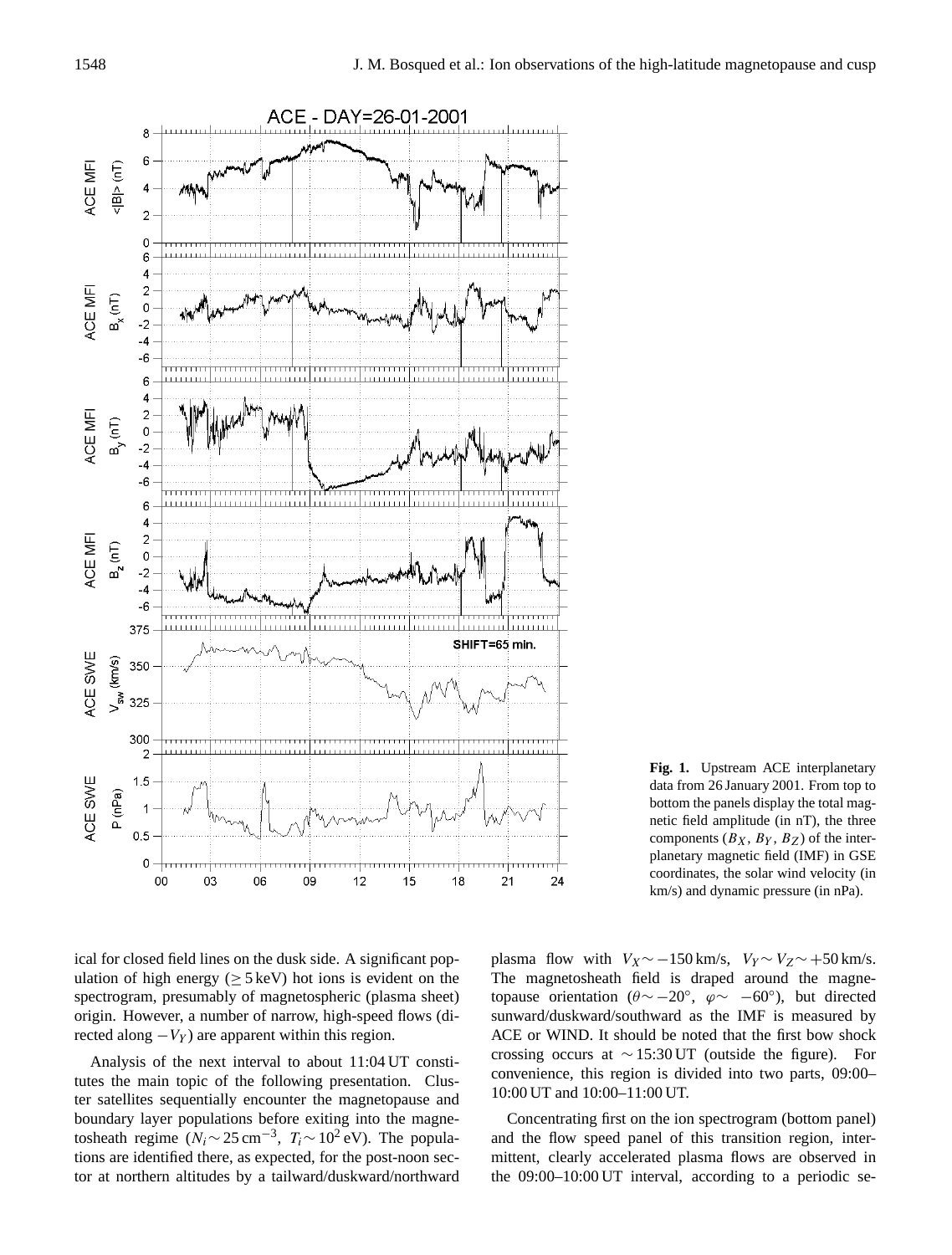**Fig. 1.** Upstream ACE interplanetary data from 26 January 2001. From top to bottom the panels display the total magnetic field amplitude (in nT), the three components ($B_X$, $B_Y$, $B_Z$) of the interplanetary magnetic field (IMF) in GSE coordinates, the solar wind velocity (in km/s) and dynamic pressure (in nPa).

ical for closed field lines on the dusk side. A significant population of high energy ($\geq 5$ keV) hot ions is evident on the spectrogram, presumably of magnetospheric (plasma sheet) origin. However, a number of narrow, high-speed flows (directed along $-V_Y$) are apparent within this region.

Analysis of the next interval to about 11:04 UT constitutes the main topic of the following presentation. Cluster satellites sequentially encounter the magnetopause and boundary layer populations before exiting into the magnetosheath regime ($N_i \sim 25\,\text{cm}^{-3}$, $T_i \sim 10^2$ eV). The populations are identified there, as expected, for the post-noon sector at northern altitudes by a tailward/duskward/northward plasma flow with $V_X \sim -150$ km/s, $V_Y \sim V_Z \sim +50$ km/s. The magnetosheath field is draped around the magnetopause orientation ($\theta \sim -20°$, $\varphi \sim -60°$), but directed sunward/duskward/southward as the IMF is measured by ACE or WIND. It should be noted that the first bow shock crossing occurs at $\sim$15:30 UT (outside the figure). For convenience, this region is divided into two parts, 09:00–10:00 UT and 10:00–11:00 UT.

Concentrating first on the ion spectrogram (bottom panel) and the flow speed panel of this transition region, intermittent, clearly accelerated plasma flows are observed in the 09:00–10:00 UT interval, according to a periodic se-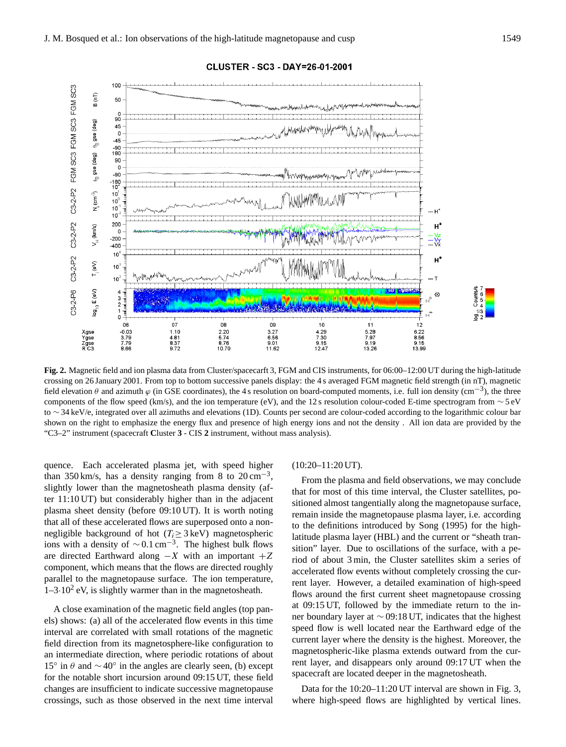**Fig. 2.** Magnetic field and ion plasma data from Cluster/spacecarft 3, FGM and CIS instruments, for 06:00–12:00 UT during the high-latitude crossing on 26 January 2001. From top to bottom successive panels display: the 4 s averaged FGM magnetic field strength (in nT), magnetic field elevation $\theta$ and azimuth $\varphi$ (in GSE coordinates), the 4 s resolution on board-computed moments, i.e. full ion density (cm$^{-3}$), the three components of the flow speed (km/s), and the ion temperature (eV), and the 12 s resolution colour-coded E-time spectrogram from $\sim$5 eV to $\sim$34 keV/e, integrated over all azimuths and elevations (1D). Counts per second are colour-coded according to the logarithmic colour bar shown on the right to emphasize the energy flux and presence of high energy ions and not the density . All ion data are provided by the "C3–2" instrument (spacecraft **C**luster **3** - CIS **2** instrument, without mass analysis).

quence. Each accelerated plasma jet, with speed higher than 350 km/s, has a density ranging from 8 to 20 cm$^{-3}$, slightly lower than the magnetosheath plasma density (after 11:10 UT) but considerably higher than in the adjacent plasma sheet density (before 09:10 UT). It is worth noting that all of these accelerated flows are superposed onto a non-negligible background of hot ($T_i \geq 3$ keV) magnetospheric ions with a density of $\sim 0.1$ cm$^{-3}$. The highest bulk flows are directed Earthward along $-X$ with an important $+Z$ component, which means that the flows are directed roughly parallel to the magnetopause surface. The ion temperature, $1\text{–}3{\cdot}10^2$ eV, is slightly warmer than in the magnetosheath.

A close examination of the magnetic field angles (top panels) shows: (a) all of the accelerated flow events in this time interval are correlated with small rotations of the magnetic field direction from its magnetosphere-like configuration to an intermediate direction, where periodic rotations of about $15^\circ$ in $\theta$ and $\sim 40^\circ$ in the angles are clearly seen, (b) except for the notable short incursion around 09:15 UT, these field changes are insufficient to indicate successive magnetopause crossings, such as those observed in the next time interval (10:20–11:20 UT).

From the plasma and field observations, we may conclude that for most of this time interval, the Cluster satellites, positioned almost tangentially along the magnetopause surface, remain inside the magnetopause plasma layer, i.e. according to the definitions introduced by Song (1995) for the high-latitude plasma layer (HBL) and the current or "sheath transition" layer. Due to oscillations of the surface, with a period of about 3 min, the Cluster satellites skim a series of accelerated flow events without completely crossing the current layer. However, a detailed examination of high-speed flows around the first current sheet magnetopause crossing at 09:15 UT, followed by the immediate return to the inner boundary layer at $\sim$09:18 UT, indicates that the highest speed flow is well located near the Earthward edge of the current layer where the density is the highest. Moreover, the magnetospheric-like plasma extends outward from the current layer, and disappears only around 09:17 UT when the spacecraft are located deeper in the magnetosheath.

Data for the 10:20–11:20 UT interval are shown in Fig. 3, where high-speed flows are highlighted by vertical lines.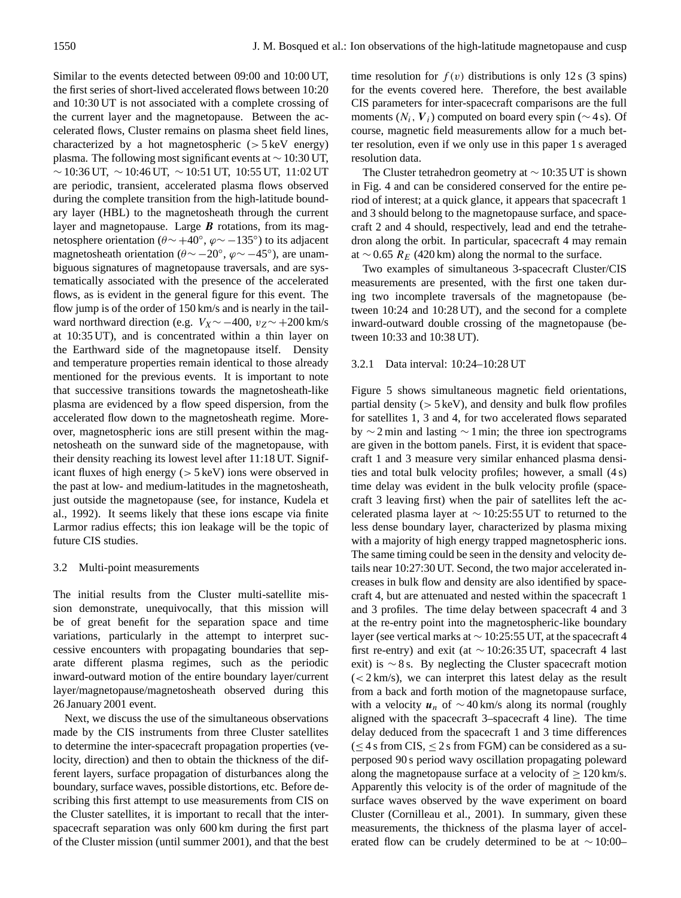Similar to the events detected between 09:00 and 10:00 UT, the first series of short-lived accelerated flows between 10:20 and 10:30 UT is not associated with a complete crossing of the current layer and the magnetopause. Between the accelerated flows, Cluster remains on plasma sheet field lines, characterized by a hot magnetospheric ($>5$ keV energy) plasma. The following most significant events at $\sim 10$:30 UT, $\sim 10$:36 UT, $\sim 10$:46 UT, $\sim 10$:51 UT, 10:55 UT, 11:02 UT are periodic, transient, accelerated plasma flows observed during the complete transition from the high-latitude boundary layer (HBL) to the magnetosheath through the current layer and magnetopause. Large $\boldsymbol{B}$ rotations, from its magnetosphere orientation ($\theta \sim +40°$, $\varphi \sim -135°$) to its adjacent magnetosheath orientation ($\theta \sim -20°$, $\varphi \sim -45°$), are unambiguous signatures of magnetopause traversals, and are systematically associated with the presence of the accelerated flows, as is evident in the general figure for this event. The flow jump is of the order of 150 km/s and is nearly in the tailward northward direction (e.g. $V_X \sim -400$, $v_Z \sim +200$ km/s at 10:35 UT), and is concentrated within a thin layer on the Earthward side of the magnetopause itself. Density and temperature properties remain identical to those already mentioned for the previous events. It is important to note that successive transitions towards the magnetosheath-like plasma are evidenced by a flow speed dispersion, from the accelerated flow down to the magnetosheath regime. Moreover, magnetospheric ions are still present within the magnetosheath on the sunward side of the magnetopause, with their density reaching its lowest level after 11:18 UT. Significant fluxes of high energy ($>5$ keV) ions were observed in the past at low- and medium-latitudes in the magnetosheath, just outside the magnetopause (see, for instance, Kudela et al., 1992). It seems likely that these ions escape via finite Larmor radius effects; this ion leakage will be the topic of future CIS studies.

### 3.2 Multi-point measurements

The initial results from the Cluster multi-satellite mission demonstrate, unequivocally, that this mission will be of great benefit for the separation space and time variations, particularly in the attempt to interpret successive encounters with propagating boundaries that separate different plasma regimes, such as the periodic inward-outward motion of the entire boundary layer/current layer/magnetopause/magnetosheath observed during this 26 January 2001 event.

Next, we discuss the use of the simultaneous observations made by the CIS instruments from three Cluster satellites to determine the inter-spacecraft propagation properties (velocity, direction) and then to obtain the thickness of the different layers, surface propagation of disturbances along the boundary, surface waves, possible distortions, etc. Before describing this first attempt to use measurements from CIS on the Cluster satellites, it is important to recall that the inter-spacecraft separation was only 600 km during the first part of the Cluster mission (until summer 2001), and that the best time resolution for $f(v)$ distributions is only 12 s (3 spins) for the events covered here. Therefore, the best available CIS parameters for inter-spacecraft comparisons are the full moments ($N_i$, $\boldsymbol{V}_i$) computed on board every spin ($\sim 4$ s). Of course, magnetic field measurements allow for a much better resolution, even if we only use in this paper 1 s averaged resolution data.

The Cluster tetrahedron geometry at $\sim 10$:35 UT is shown in Fig. 4 and can be considered conserved for the entire period of interest; at a quick glance, it appears that spacecraft 1 and 3 should belong to the magnetopause surface, and spacecraft 2 and 4 should, respectively, lead and end the tetrahedron along the orbit. In particular, spacecraft 4 may remain at $\sim 0.65\ R_E$ (420 km) along the normal to the surface.

Two examples of simultaneous 3-spacecraft Cluster/CIS measurements are presented, with the first one taken during two incomplete traversals of the magnetopause (between 10:24 and 10:28 UT), and the second for a complete inward-outward double crossing of the magnetopause (between 10:33 and 10:38 UT).

#### 3.2.1 Data interval: 10:24–10:28 UT

Figure 5 shows simultaneous magnetic field orientations, partial density ($>5$ keV), and density and bulk flow profiles for satellites 1, 3 and 4, for two accelerated flows separated by $\sim 2$ min and lasting $\sim 1$ min; the three ion spectrograms are given in the bottom panels. First, it is evident that spacecraft 1 and 3 measure very similar enhanced plasma densities and total bulk velocity profiles; however, a small (4 s) time delay was evident in the bulk velocity profile (spacecraft 3 leaving first) when the pair of satellites left the accelerated plasma layer at $\sim 10$:25:55 UT to returned to the less dense boundary layer, characterized by plasma mixing with a majority of high energy trapped magnetospheric ions. The same timing could be seen in the density and velocity details near 10:27:30 UT. Second, the two major accelerated increases in bulk flow and density are also identified by spacecraft 4, but are attenuated and nested within the spacecraft 1 and 3 profiles. The time delay between spacecraft 4 and 3 at the re-entry point into the magnetospheric-like boundary layer (see vertical marks at $\sim 10$:25:55 UT, at the spacecraft 4 first re-entry) and exit (at $\sim 10$:26:35 UT, spacecraft 4 last exit) is $\sim 8$ s. By neglecting the Cluster spacecraft motion ($<2$ km/s), we can interpret this latest delay as the result from a back and forth motion of the magnetopause surface, with a velocity $\boldsymbol{u}_n$ of $\sim 40$ km/s along its normal (roughly aligned with the spacecraft 3–spacecraft 4 line). The time delay deduced from the spacecraft 1 and 3 time differences ($\leq 4$ s from CIS, $\leq 2$ s from FGM) can be considered as a superposed 90 s period wavy oscillation propagating poleward along the magnetopause surface at a velocity of $\geq 120$ km/s. Apparently this velocity is of the order of magnitude of the surface waves observed by the wave experiment on board Cluster (Cornilleau et al., 2001). In summary, given these measurements, the thickness of the plasma layer of accelerated flow can be crudely determined to be at $\sim 10$:00–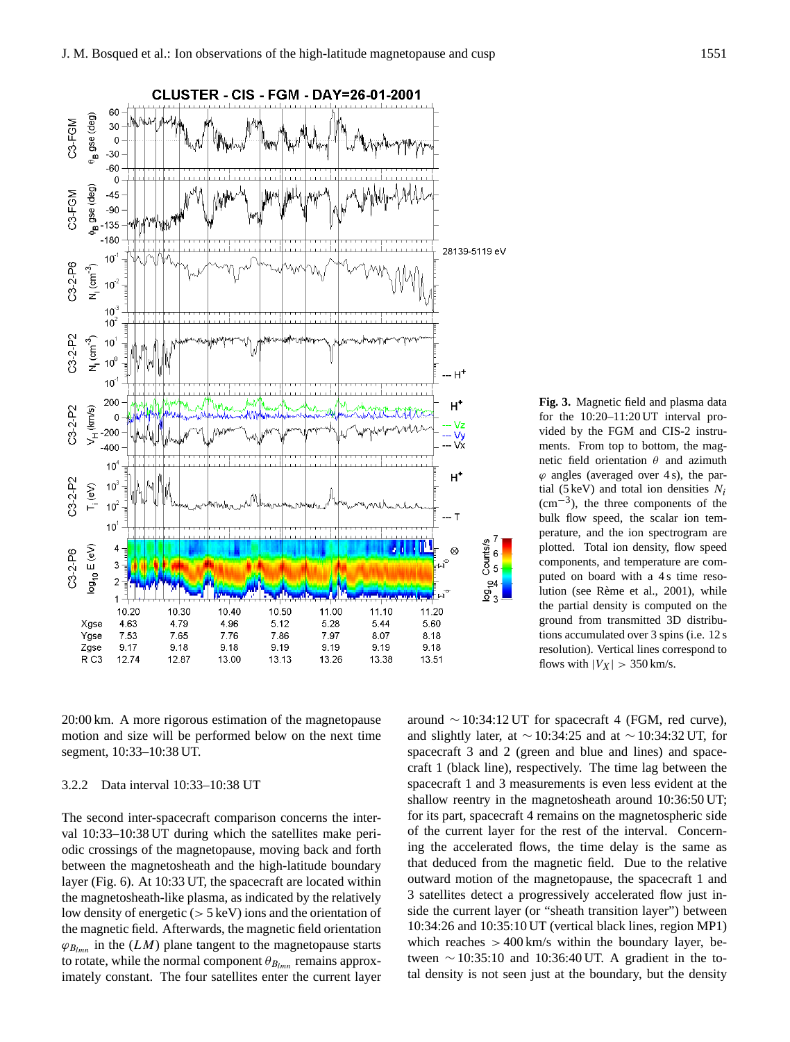**Fig. 3.** Magnetic field and plasma data for the 10:20–11:20 UT interval provided by the FGM and CIS-2 instruments. From top to bottom, the magnetic field orientation $\theta$ and azimuth $\varphi$ angles (averaged over 4 s), the partial (5 keV) and total ion densities $N_i$ ($cm^{-3}$), the three components of the bulk flow speed, the scalar ion temperature, and the ion spectrogram are plotted. Total ion density, flow speed components, and temperature are computed on board with a 4 s time resolution (see Rème et al., 2001), while the partial density is computed on the ground from transmitted 3D distributions accumulated over 3 spins (i.e. 12 s resolution). Vertical lines correspond to flows with $|V_X| > 350$ km/s.

20:00 km. A more rigorous estimation of the magnetopause motion and size will be performed below on the next time segment, 10:33–10:38 UT.

### 3.2.2 Data interval 10:33–10:38 UT

The second inter-spacecraft comparison concerns the interval 10:33–10:38 UT during which the satellites make periodic crossings of the magnetopause, moving back and forth between the magnetosheath and the high-latitude boundary layer (Fig. 6). At 10:33 UT, the spacecraft are located within the magnetosheath-like plasma, as indicated by the relatively low density of energetic (> 5 keV) ions and the orientation of the magnetic field. Afterwards, the magnetic field orientation $\varphi_{B_{lmn}}$ in the $(LM)$ plane tangent to the magnetopause starts to rotate, while the normal component $\theta_{B_{lmn}}$ remains approximately constant. The four satellites enter the current layer around ∼10:34:12 UT for spacecraft 4 (FGM, red curve), and slightly later, at ∼10:34:25 and at ∼10:34:32 UT, for spacecraft 3 and 2 (green and blue and lines) and spacecraft 1 (black line), respectively. The time lag between the spacecraft 1 and 3 measurements is even less evident at the shallow reentry in the magnetosheath around 10:36:50 UT; for its part, spacecraft 4 remains on the magnetospheric side of the current layer for the rest of the interval. Concerning the accelerated flows, the time delay is the same as that deduced from the magnetic field. Due to the relative outward motion of the magnetopause, the spacecraft 1 and 3 satellites detect a progressively accelerated flow just inside the current layer (or "sheath transition layer") between 10:34:26 and 10:35:10 UT (vertical black lines, region MP1) which reaches > 400 km/s within the boundary layer, between ∼10:35:10 and 10:36:40 UT. A gradient in the total density is not seen just at the boundary, but the density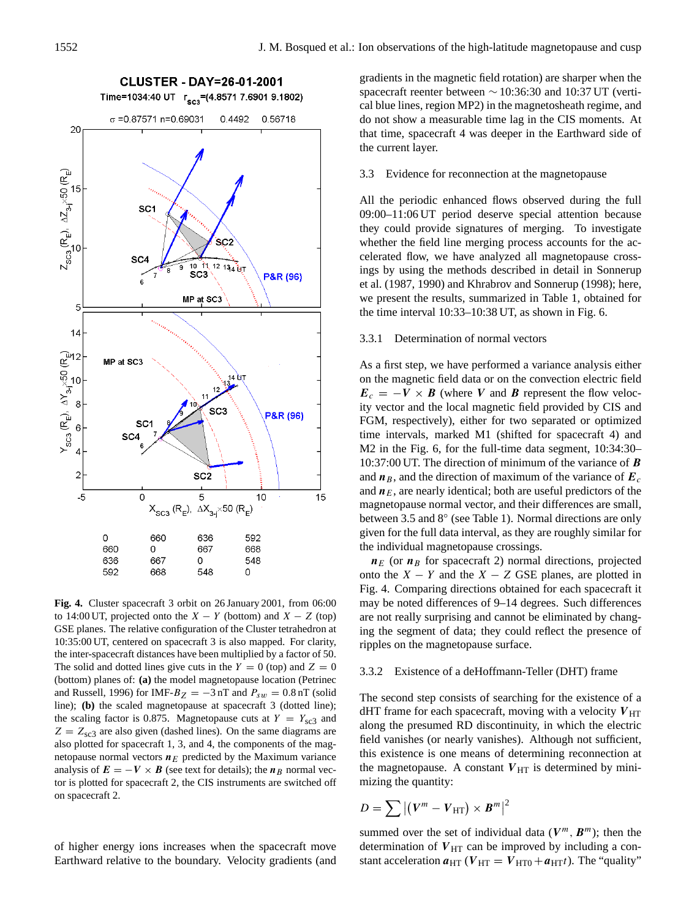**Fig. 4.** Cluster spacecraft 3 orbit on 26 January 2001, from 06:00 to 14:00 UT, projected onto the $X-Y$ (bottom) and $X-Z$ (top) GSE planes. The relative configuration of the Cluster tetrahedron at 10:35:00 UT, centered on spacecraft 3 is also mapped. For clarity, the inter-spacecraft distances have been multiplied by a factor of 50. The solid and dotted lines give cuts in the $Y=0$ (top) and $Z=0$ (bottom) planes of: **(a)** the model magnetopause location (Petrinec and Russell, 1996) for IMF-$B_Z=-3$ nT and $P_{sw}=0.8$ nT (solid line); **(b)** the scaled magnetopause at spacecraft 3 (dotted line); the scaling factor is 0.875. Magnetopause cuts at $Y=Y_{sc3}$ and $Z=Z_{sc3}$ are also given (dashed lines). On the same diagrams are also plotted for spacecraft 1, 3, and 4, the components of the magnetopause normal vectors $\boldsymbol{n}_E$ predicted by the Maximum variance analysis of $\boldsymbol{E}=-\boldsymbol{V}\times\boldsymbol{B}$ (see text for details); the $\boldsymbol{n}_B$ normal vector is plotted for spacecraft 2, the CIS instruments are switched off on spacecraft 2.

of higher energy ions increases when the spacecraft move Earthward relative to the boundary. Velocity gradients (and gradients in the magnetic field rotation) are sharper when the spacecraft reenter between ∼10:36:30 and 10:37 UT (vertical blue lines, region MP2) in the magnetosheath regime, and do not show a measurable time lag in the CIS moments. At that time, spacecraft 4 was deeper in the Earthward side of the current layer.

### 3.3 Evidence for reconnection at the magnetopause

All the periodic enhanced flows observed during the full 09:00–11:06 UT period deserve special attention because they could provide signatures of merging. To investigate whether the field line merging process accounts for the accelerated flow, we have analyzed all magnetopause crossings by using the methods described in detail in Sonnerup et al. (1987, 1990) and Khrabrov and Sonnerup (1998); here, we present the results, summarized in Table 1, obtained for the time interval 10:33–10:38 UT, as shown in Fig. 6.

#### 3.3.1 Determination of normal vectors

As a first step, we have performed a variance analysis either on the magnetic field data or on the convection electric field $\boldsymbol{E}_c=-\boldsymbol{V}\times\boldsymbol{B}$ (where $\boldsymbol{V}$ and $\boldsymbol{B}$ represent the flow velocity vector and the local magnetic field provided by CIS and FGM, respectively), either for two separated or optimized time intervals, marked M1 (shifted for spacecraft 4) and M2 in the Fig. 6, for the full-time data segment, 10:34:30–10:37:00 UT. The direction of minimum of the variance of $\boldsymbol{B}$ and $\boldsymbol{n}_B$, and the direction of maximum of the variance of $\boldsymbol{E}_c$ and $\boldsymbol{n}_E$, are nearly identical; both are useful predictors of the magnetopause normal vector, and their differences are small, between 3.5 and 8° (see Table 1). Normal directions are only given for the full data interval, as they are roughly similar for the individual magnetopause crossings.

$\boldsymbol{n}_E$ (or $\boldsymbol{n}_B$ for spacecraft 2) normal directions, projected onto the $X-Y$ and the $X-Z$ GSE planes, are plotted in Fig. 4. Comparing directions obtained for each spacecraft it may be noted differences of 9–14 degrees. Such differences are not really surprising and cannot be eliminated by changing the segment of data; they could reflect the presence of ripples on the magnetopause surface.

#### 3.3.2 Existence of a deHoffmann-Teller (DHT) frame

The second step consists of searching for the existence of a dHT frame for each spacecraft, moving with a velocity $\boldsymbol{V}_{\text{HT}}$ along the presumed RD discontinuity, in which the electric field vanishes (or nearly vanishes). Although not sufficient, this existence is one means of determining reconnection at the magnetopause. A constant $\boldsymbol{V}_{\text{HT}}$ is determined by minimizing the quantity:

$$D=\sum\left|(\boldsymbol{V}^m-\boldsymbol{V}_{\text{HT}})\times\boldsymbol{B}^m\right|^2$$

summed over the set of individual data $(\boldsymbol{V}^m,\boldsymbol{B}^m)$; then the determination of $\boldsymbol{V}_{\text{HT}}$ can be improved by including a constant acceleration $\boldsymbol{a}_{\text{HT}}$ ($\boldsymbol{V}_{\text{HT}}=\boldsymbol{V}_{\text{HT}0}+\boldsymbol{a}_{\text{HT}}t$). The "quality"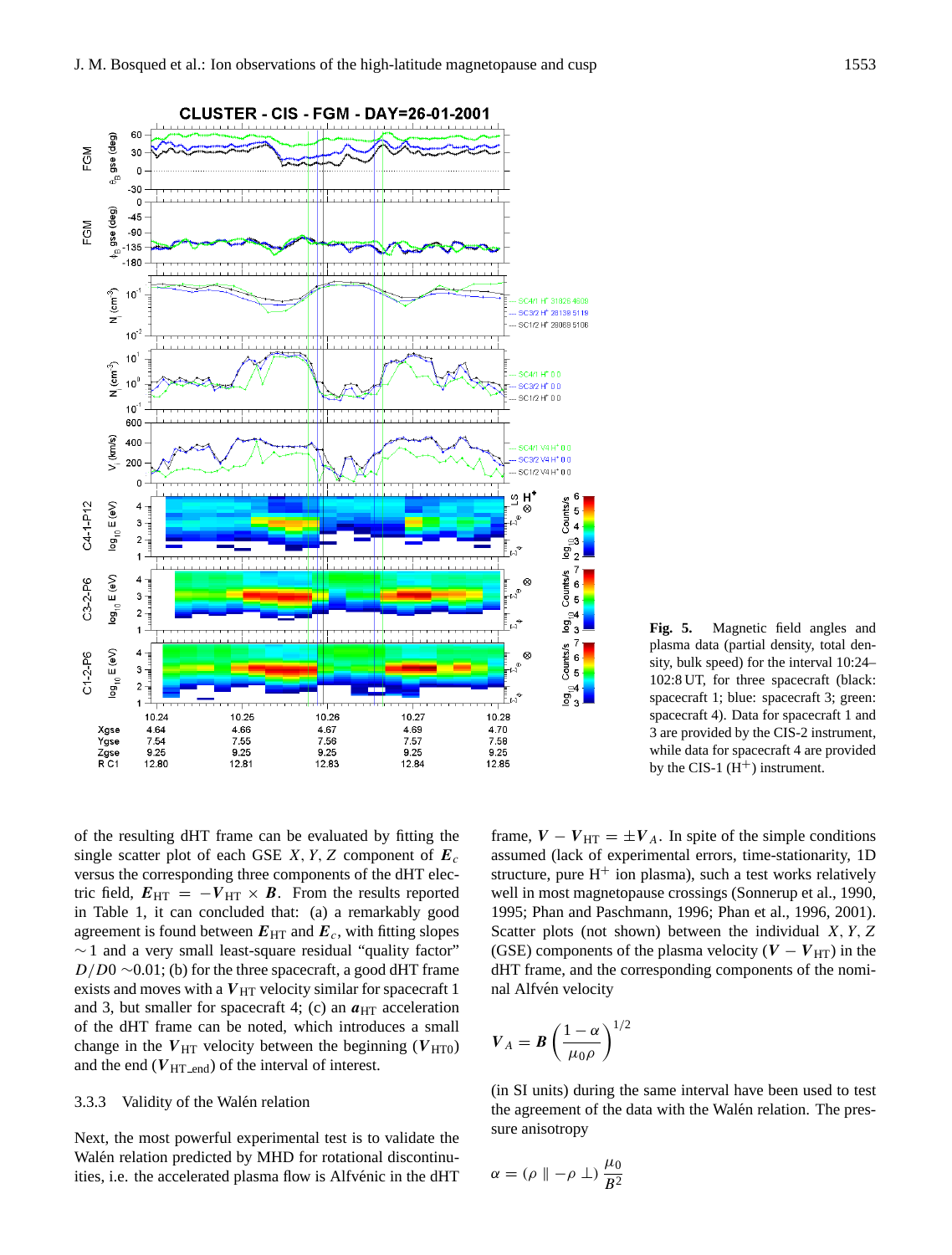**Fig. 5.** Magnetic field angles and plasma data (partial density, total density, bulk speed) for the interval 10:24–102:8 UT, for three spacecraft (black: spacecraft 1; blue: spacecraft 3; green: spacecraft 4). Data for spacecraft 1 and 3 are provided by the CIS-2 instrument, while data for spacecraft 4 are provided by the CIS-1 ($H^+$) instrument.

of the resulting dHT frame can be evaluated by fitting the single scatter plot of each GSE $X, Y, Z$ component of $\boldsymbol{E}_c$ versus the corresponding three components of the dHT electric field, $\boldsymbol{E}_{\mathrm{HT}} = -\boldsymbol{V}_{\mathrm{HT}} \times \boldsymbol{B}$. From the results reported in Table 1, it can concluded that: (a) a remarkably good agreement is found between $\boldsymbol{E}_{\mathrm{HT}}$ and $\boldsymbol{E}_c$, with fitting slopes $\sim 1$ and a very small least-square residual "quality factor" $D/D0 \sim 0.01$; (b) for the three spacecraft, a good dHT frame exists and moves with a $\boldsymbol{V}_{\mathrm{HT}}$ velocity similar for spacecraft 1 and 3, but smaller for spacecraft 4; (c) an $\boldsymbol{a}_{\mathrm{HT}}$ acceleration of the dHT frame can be noted, which introduces a small change in the $\boldsymbol{V}_{\mathrm{HT}}$ velocity between the beginning ($\boldsymbol{V}_{\mathrm{HT0}}$) and the end ($\boldsymbol{V}_{\mathrm{HT\_end}}$) of the interval of interest.

### 3.3.3 Validity of the Walén relation

Next, the most powerful experimental test is to validate the Walén relation predicted by MHD for rotational discontinuities, i.e. the accelerated plasma flow is Alfvénic in the dHT frame, $\boldsymbol{V} - \boldsymbol{V}_{\mathrm{HT}} = \pm \boldsymbol{V}_A$. In spite of the simple conditions assumed (lack of experimental errors, time-stationarity, 1D structure, pure $H^+$ ion plasma), such a test works relatively well in most magnetopause crossings (Sonnerup et al., 1990, 1995; Phan and Paschmann, 1996; Phan et al., 1996, 2001). Scatter plots (not shown) between the individual $X, Y, Z$ (GSE) components of the plasma velocity ($\boldsymbol{V} - \boldsymbol{V}_{\mathrm{HT}}$) in the dHT frame, and the corresponding components of the nominal Alfvén velocity

$$\boldsymbol{V}_A = \boldsymbol{B} \left( \frac{1-\alpha}{\mu_0 \rho} \right)^{1/2}$$

(in SI units) during the same interval have been used to test the agreement of the data with the Walén relation. The pressure anisotropy

$$\alpha = (\rho \parallel - \rho \perp) \frac{\mu_0}{B^2}$$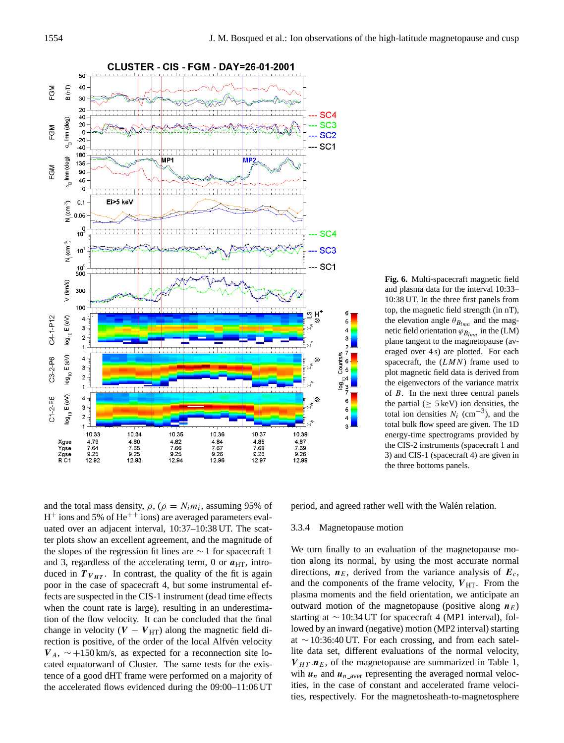**Fig. 6.** Multi-spacecraft magnetic field and plasma data for the interval 10:33–10:38 UT. In the three first panels from top, the magnetic field strength (in nT), the elevation angle $\theta_{B_{lmn}}$ and the magnetic field orientation $\varphi_{B_{lmn}}$ in the (LM) plane tangent to the magnetopause (averaged over 4 s) are plotted. For each spacecraft, the $(LMN)$ frame used to plot magnetic field data is derived from the eigenvectors of the variance matrix of $B$. In the next three central panels the partial ($\geq$ 5 keV) ion densities, the total ion densities $N_i$ (cm$^{-3}$), and the total bulk flow speed are given. The 1D energy-time spectrograms provided by the CIS-2 instruments (spacecraft 1 and 3) and CIS-1 (spacecraft 4) are given in the three bottoms panels.

and the total mass density, $\rho$, ($\rho = N_i m_i$, assuming 95% of $H^+$ ions and 5% of $He^{++}$ ions) are averaged parameters evaluated over an adjacent interval, 10:37–10:38 UT. The scatter plots show an excellent agreement, and the magnitude of the slopes of the regression fit lines are $\sim 1$ for spacecraft 1 and 3, regardless of the accelerating term, 0 or $\boldsymbol{a}_{\mathrm{HT}}$, introduced in $\boldsymbol{T}_{\boldsymbol{V}_{HT}}$. In contrast, the quality of the fit is again poor in the case of spacecraft 4, but some instrumental effects are suspected in the CIS-1 instrument (dead time effects when the count rate is large), resulting in an underestimation of the flow velocity. It can be concluded that the final change in velocity ($\boldsymbol{V} - \boldsymbol{V}_{\mathrm{HT}}$) along the magnetic field direction is positive, of the order of the local Alfvén velocity $\boldsymbol{V}_A$, $\sim$+150 km/s, as expected for a reconnection site located equatorward of Cluster. The same tests for the existence of a good dHT frame were performed on a majority of the accelerated flows evidenced during the 09:00–11:06 UT period, and agreed rather well with the Walén relation.

### 3.3.4 Magnetopause motion

We turn finally to an evaluation of the magnetopause motion along its normal, by using the most accurate normal directions, $\boldsymbol{n}_E$, derived from the variance analysis of $\boldsymbol{E}_c$, and the components of the frame velocity, $\boldsymbol{V}_{\mathrm{HT}}$. From the plasma moments and the field orientation, we anticipate an outward motion of the magnetopause (positive along $\boldsymbol{n}_E$) starting at $\sim$10:34 UT for spacecraft 4 (MP1 interval), followed by an inward (negative) motion (MP2 interval) starting at $\sim$10:36:40 UT. For each crossing, and from each satellite data set, different evaluations of the normal velocity, $\boldsymbol{V}_{HT}.\boldsymbol{n}_E$, of the magnetopause are summarized in Table 1, wih $\boldsymbol{u}_n$ and $\boldsymbol{u}_{n\_\mathrm{aver}}$ representing the averaged normal velocities, in the case of constant and accelerated frame velocities, respectively. For the magnetosheath-to-magnetosphere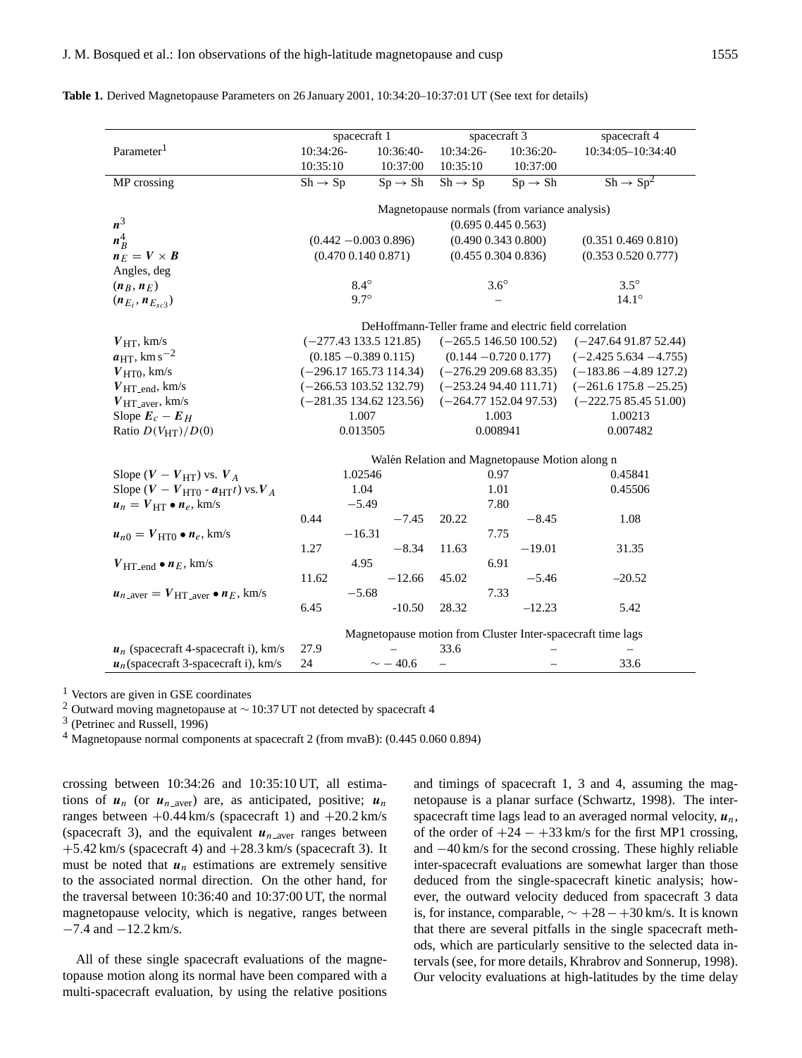**Table 1.** Derived Magnetopause Parameters on 26 January 2001, 10:34:20–10:37:01 UT (See text for details)

| Parameter[1] | spacecraft 1 10:34:26-10:35:10 | spacecraft 1 10:36:40-10:37:00 | spacecraft 3 10:34:26-10:35:10 | spacecraft 3 10:36:20-10:37:00 | spacecraft 4 10:34:05–10:34:40 |
|---|---|---|---|---|---|
| MP crossing | Sh → Sp | Sp → Sh | Sh → Sp | Sp → Sh | Sh → Sp[2] |
| | Magnetopause normals (from variance analysis) | | | | |
| $\boldsymbol{n}$[3] | | | (0.695 0.445 0.563) | | |
| $\boldsymbol{n}_B$[4] | (0.442 −0.003 0.896) | | (0.490 0.343 0.800) | | (0.351 0.469 0.810) |
| $\boldsymbol{n}_E = \boldsymbol{V} \times \boldsymbol{B}$ | (0.470 0.140 0.871) | | (0.455 0.304 0.836) | | (0.353 0.520 0.777) |
| Angles, deg | | | | | |
| $(\boldsymbol{n}_B, \boldsymbol{n}_E)$ | 8.4° | | 3.6° | | 3.5° |
| $(\boldsymbol{n}_{E_i}, \boldsymbol{n}_{E_{sc3}})$ | 9.7° | | – | | 14.1° |
| | DeHoffmann-Teller frame and electric field correlation | | | | |
| $\boldsymbol{V}_{\mathrm{HT}}$, km/s | (−277.43 133.5 121.85) | | (−265.5 146.50 100.52) | | (−247.64 91.87 52.44) |
| $\boldsymbol{a}_{\mathrm{HT}}$, km s$^{-2}$ | (0.185 −0.389 0.115) | | (0.144 −0.720 0.177) | | (−2.425 5.634 −4.755) |
| $\boldsymbol{V}_{\mathrm{HT0}}$, km/s | (−296.17 165.73 114.34) | | (−276.29 209.68 83.35) | | (−183.86 −4.89 127.2) |
| $\boldsymbol{V}_{\mathrm{HT\_end}}$, km/s | (−266.53 103.52 132.79) | | (−253.24 94.40 111.71) | | (−261.6 175.8 −25.25) |
| $\boldsymbol{V}_{\mathrm{HT\_aver}}$, km/s | (−281.35 134.62 123.56) | | (−264.77 152.04 97.53) | | (−222.75 85.45 51.00) |
| Slope $\boldsymbol{E}_c - \boldsymbol{E}_H$ | 1.007 | | 1.003 | | 1.00213 |
| Ratio $D(V_{\mathrm{HT}})/D(0)$ | 0.013505 | | 0.008941 | | 0.007482 |
| | Walén Relation and Magnetopause Motion along n | | | | |
| Slope $(\boldsymbol{V} - \boldsymbol{V}_{\mathrm{HT}})$ vs. $\boldsymbol{V}_A$ | 1.02546 | | 0.97 | | 0.45841 |
| Slope $(\boldsymbol{V} - \boldsymbol{V}_{\mathrm{HT0}} - \boldsymbol{a}_{\mathrm{HT}}t)$ vs. $\boldsymbol{V}_A$ | 1.04 | | 1.01 | | 0.45506 |
| $\boldsymbol{u}_n = \boldsymbol{V}_{\mathrm{HT}} \bullet \boldsymbol{n}_e$, km/s | −5.49 | | 7.80 | | |
| | 0.44 | −7.45 | 20.22 | −8.45 | 1.08 |
| $\boldsymbol{u}_{n0} = \boldsymbol{V}_{\mathrm{HT0}} \bullet \boldsymbol{n}_e$, km/s | −16.31 | | 7.75 | | |
| | 1.27 | −8.34 | 11.63 | −19.01 | 31.35 |
| $\boldsymbol{V}_{\mathrm{HT\_end}} \bullet \boldsymbol{n}_E$, km/s | 4.95 | | 6.91 | | |
| | 11.62 | −12.66 | 45.02 | −5.46 | −20.52 |
| $\boldsymbol{u}_{n\_\mathrm{aver}} = \boldsymbol{V}_{\mathrm{HT\_aver}} \bullet \boldsymbol{n}_E$, km/s | −5.68 | | 7.33 | | |
| | 6.45 | -10.50 | 28.32 | −12.23 | 5.42 |
| | Magnetopause motion from Cluster Inter-spacecraft time lags | | | | |
| $\boldsymbol{u}_n$ (spacecraft 4-spacecraft i), km/s | 27.9 | – | 33.6 | – | – |
| $\boldsymbol{u}_n$ (spacecraft 3-spacecraft i), km/s | 24 | ∼ −40.6 | – | – | 33.6 |

[1] Vectors are given in GSE coordinates
[2] Outward moving magnetopause at ∼10:37 UT not detected by spacecraft 4
[3] (Petrinec and Russell, 1996)
[4] Magnetopause normal components at spacecraft 2 (from mvaB): (0.445 0.060 0.894)

crossing between 10:34:26 and 10:35:10 UT, all estimations of $\boldsymbol{u}_n$ (or $\boldsymbol{u}_{n\_\mathrm{aver}}$) are, as anticipated, positive; $\boldsymbol{u}_n$ ranges between +0.44 km/s (spacecraft 1) and +20.2 km/s (spacecraft 3), and the equivalent $\boldsymbol{u}_{n\_\mathrm{aver}}$ ranges between +5.42 km/s (spacecraft 4) and +28.3 km/s (spacecraft 3). It must be noted that $\boldsymbol{u}_n$ estimations are extremely sensitive to the associated normal direction. On the other hand, for the traversal between 10:36:40 and 10:37:00 UT, the normal magnetopause velocity, which is negative, ranges between −7.4 and −12.2 km/s.

All of these single spacecraft evaluations of the magnetopause motion along its normal have been compared with a multi-spacecraft evaluation, by using the relative positions and timings of spacecraft 1, 3 and 4, assuming the magnetopause is a planar surface (Schwartz, 1998). The inter-spacecraft time lags lead to an averaged normal velocity, $\boldsymbol{u}_n$, of the order of +24 − +33 km/s for the first MP1 crossing, and −40 km/s for the second crossing. These highly reliable inter-spacecraft evaluations are somewhat larger than those deduced from the single-spacecraft kinetic analysis; however, the outward velocity deduced from spacecraft 3 data is, for instance, comparable, ∼ +28 − +30 km/s. It is known that there are several pitfalls in the single spacecraft methods, which are particularly sensitive to the selected data intervals (see, for more details, Khrabrov and Sonnerup, 1998). Our velocity evaluations at high-latitudes by the time delay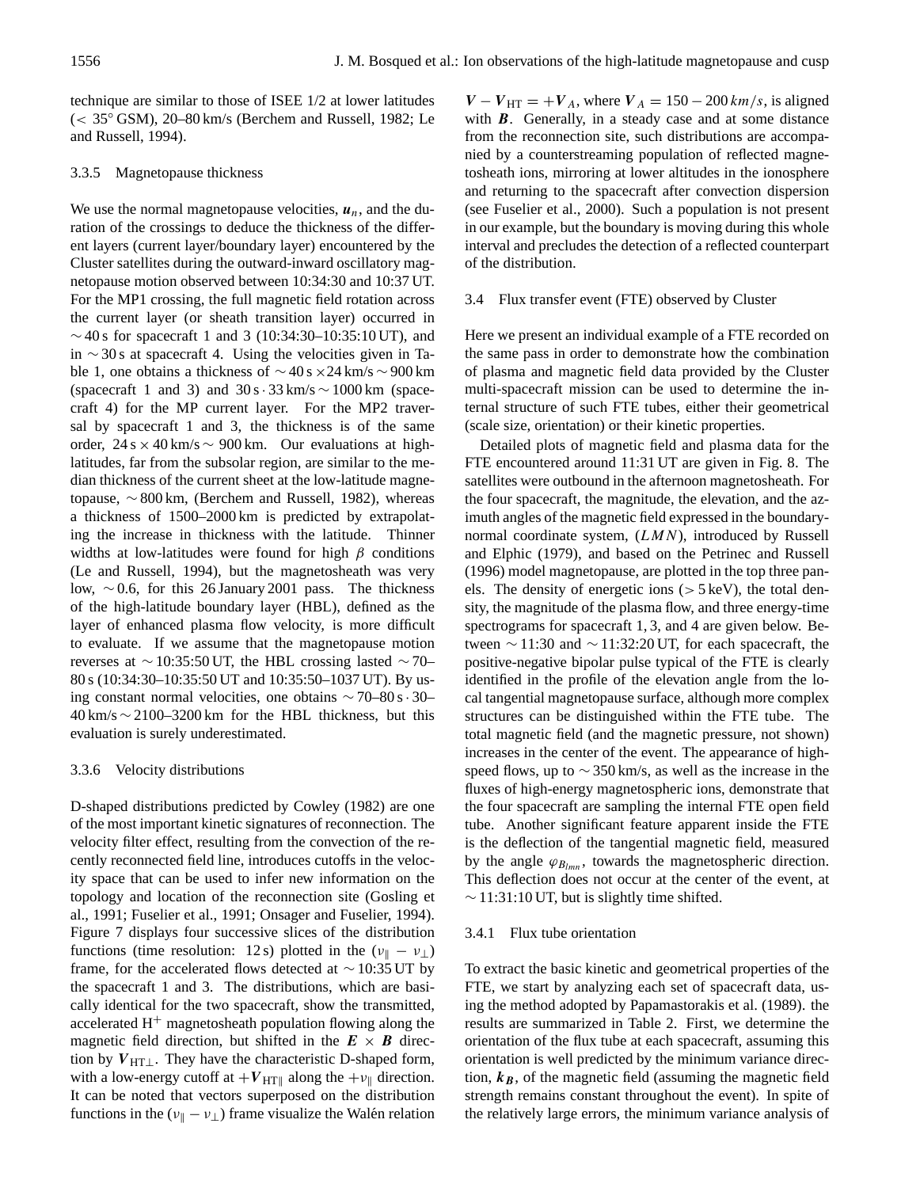technique are similar to those of ISEE 1/2 at lower latitudes ($<35°$ GSM), 20–80 km/s (Berchem and Russell, 1982; Le and Russell, 1994).

#### 3.3.5 Magnetopause thickness

We use the normal magnetopause velocities, $\boldsymbol{u}_n$, and the duration of the crossings to deduce the thickness of the different layers (current layer/boundary layer) encountered by the Cluster satellites during the outward-inward oscillatory magnetopause motion observed between 10:34:30 and 10:37 UT. For the MP1 crossing, the full magnetic field rotation across the current layer (or sheath transition layer) occurred in $\sim 40$ s for spacecraft 1 and 3 (10:34:30–10:35:10 UT), and in $\sim 30$ s at spacecraft 4. Using the velocities given in Table 1, one obtains a thickness of $\sim 40\,\text{s} \times 24\,\text{km/s} \sim 900$ km (spacecraft 1 and 3) and $30\,\text{s} \cdot 33\,\text{km/s} \sim 1000$ km (spacecraft 4) for the MP current layer. For the MP2 traversal by spacecraft 1 and 3, the thickness is of the same order, $24\,\text{s} \times 40\,\text{km/s} \sim 900$ km. Our evaluations at high-latitudes, far from the subsolar region, are similar to the median thickness of the current sheet at the low-latitude magnetopause, $\sim 800$ km, (Berchem and Russell, 1982), whereas a thickness of 1500–2000 km is predicted by extrapolating the increase in thickness with the latitude. Thinner widths at low-latitudes were found for high $\beta$ conditions (Le and Russell, 1994), but the magnetosheath was very low, $\sim 0.6$, for this 26 January 2001 pass. The thickness of the high-latitude boundary layer (HBL), defined as the layer of enhanced plasma flow velocity, is more difficult to evaluate. If we assume that the magnetopause motion reverses at $\sim$10:35:50 UT, the HBL crossing lasted $\sim$70–80 s (10:34:30–10:35:50 UT and 10:35:50–1037 UT). By using constant normal velocities, one obtains $\sim 70\text{–}80\,\text{s} \cdot 30\text{–}40\,\text{km/s} \sim 2100\text{–}3200$ km for the HBL thickness, but this evaluation is surely underestimated.

#### 3.3.6 Velocity distributions

D-shaped distributions predicted by Cowley (1982) are one of the most important kinetic signatures of reconnection. The velocity filter effect, resulting from the convection of the recently reconnected field line, introduces cutoffs in the velocity space that can be used to infer new information on the topology and location of the reconnection site (Gosling et al., 1991; Fuselier et al., 1991; Onsager and Fuselier, 1994). Figure 7 displays four successive slices of the distribution functions (time resolution: 12 s) plotted in the ($v_\parallel - v_\perp$) frame, for the accelerated flows detected at $\sim$10:35 UT by the spacecraft 1 and 3. The distributions, which are basically identical for the two spacecraft, show the transmitted, accelerated $H^+$ magnetosheath population flowing along the magnetic field direction, but shifted in the $\boldsymbol{E} \times \boldsymbol{B}$ direction by $\boldsymbol{V}_{\text{HT}\perp}$. They have the characteristic D-shaped form, with a low-energy cutoff at $+\boldsymbol{V}_{\text{HT}\parallel}$ along the $+v_\parallel$ direction. It can be noted that vectors superposed on the distribution functions in the ($v_\parallel - v_\perp$) frame visualize the Walén relation $\boldsymbol{V} - \boldsymbol{V}_{\text{HT}} = +\boldsymbol{V}_A$, where $\boldsymbol{V}_A = 150-200\,km/s$, is aligned with $\boldsymbol{B}$. Generally, in a steady case and at some distance from the reconnection site, such distributions are accompanied by a counterstreaming population of reflected magnetosheath ions, mirroring at lower altitudes in the ionosphere and returning to the spacecraft after convection dispersion (see Fuselier et al., 2000). Such a population is not present in our example, but the boundary is moving during this whole interval and precludes the detection of a reflected counterpart of the distribution.

### 3.4 Flux transfer event (FTE) observed by Cluster

Here we present an individual example of a FTE recorded on the same pass in order to demonstrate how the combination of plasma and magnetic field data provided by the Cluster multi-spacecraft mission can be used to determine the internal structure of such FTE tubes, either their geometrical (scale size, orientation) or their kinetic properties.

Detailed plots of magnetic field and plasma data for the FTE encountered around 11:31 UT are given in Fig. 8. The satellites were outbound in the afternoon magnetosheath. For the four spacecraft, the magnitude, the elevation, and the azimuth angles of the magnetic field expressed in the boundary-normal coordinate system, ($LMN$), introduced by Russell and Elphic (1979), and based on the Petrinec and Russell (1996) model magnetopause, are plotted in the top three panels. The density of energetic ions ($>5$ keV), the total density, the magnitude of the plasma flow, and three energy-time spectrograms for spacecraft 1, 3, and 4 are given below. Between $\sim$11:30 and $\sim$11:32:20 UT, for each spacecraft, the positive-negative bipolar pulse typical of the FTE is clearly identified in the profile of the elevation angle from the local tangential magnetopause surface, although more complex structures can be distinguished within the FTE tube. The total magnetic field (and the magnetic pressure, not shown) increases in the center of the event. The appearance of high-speed flows, up to $\sim 350$ km/s, as well as the increase in the fluxes of high-energy magnetospheric ions, demonstrate that the four spacecraft are sampling the internal FTE open field tube. Another significant feature apparent inside the FTE is the deflection of the tangential magnetic field, measured by the angle $\varphi_{B_{lmn}}$, towards the magnetospheric direction. This deflection does not occur at the center of the event, at $\sim$11:31:10 UT, but is slightly time shifted.

#### 3.4.1 Flux tube orientation

To extract the basic kinetic and geometrical properties of the FTE, we start by analyzing each set of spacecraft data, using the method adopted by Papamastorakis et al. (1989). the results are summarized in Table 2. First, we determine the orientation of the flux tube at each spacecraft, assuming this orientation is well predicted by the minimum variance direction, $\boldsymbol{k_B}$, of the magnetic field (assuming the magnetic field strength remains constant throughout the event). In spite of the relatively large errors, the minimum variance analysis of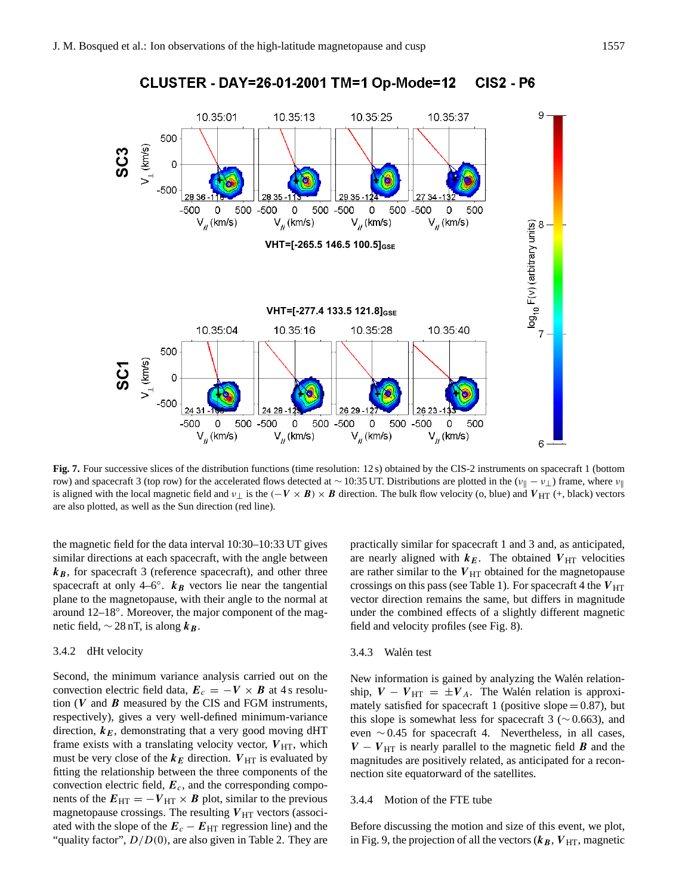**Fig. 7.** Four successive slices of the distribution functions (time resolution: 12 s) obtained by the CIS-2 instruments on spacecraft 1 (bottom row) and spacecraft 3 (top row) for the accelerated flows detected at ∼10:35 UT. Distributions are plotted in the ($v_{\parallel} - v_{\perp}$) frame, where $v_{\parallel}$ is aligned with the local magnetic field and $v_{\perp}$ is the $(-\boldsymbol{V} \times \boldsymbol{B}) \times \boldsymbol{B}$ direction. The bulk flow velocity (o, blue) and $\boldsymbol{V}_{\mathrm{HT}}$ (+, black) vectors are also plotted, as well as the Sun direction (red line).

the magnetic field for the data interval 10:30–10:33 UT gives similar directions at each spacecraft, with the angle between $\boldsymbol{k_B}$, for spacecraft 3 (reference spacecraft), and other three spacecraft at only 4–6°. $\boldsymbol{k_B}$ vectors lie near the tangential plane to the magnetopause, with their angle to the normal at around 12–18°. Moreover, the major component of the magnetic field, ∼28 nT, is along $\boldsymbol{k_B}$.

### 3.4.2 dHt velocity

Second, the minimum variance analysis carried out on the convection electric field data, $\boldsymbol{E}_c = -\boldsymbol{V} \times \boldsymbol{B}$ at 4 s resolution ($\boldsymbol{V}$ and $\boldsymbol{B}$ measured by the CIS and FGM instruments, respectively), gives a very well-defined minimum-variance direction, $\boldsymbol{k_E}$, demonstrating that a very good moving dHT frame exists with a translating velocity vector, $\boldsymbol{V}_{\mathrm{HT}}$, which must be very close of the $\boldsymbol{k_E}$ direction. $\boldsymbol{V}_{\mathrm{HT}}$ is evaluated by fitting the relationship between the three components of the convection electric field, $\boldsymbol{E}_c$, and the corresponding components of the $\boldsymbol{E}_{\mathrm{HT}} = -\boldsymbol{V}_{\mathrm{HT}} \times \boldsymbol{B}$ plot, similar to the previous magnetopause crossings. The resulting $\boldsymbol{V}_{\mathrm{HT}}$ vectors (associated with the slope of the $\boldsymbol{E}_c - \boldsymbol{E}_{\mathrm{HT}}$ regression line) and the "quality factor", $D/D(0)$, are also given in Table 2. They are practically similar for spacecraft 1 and 3 and, as anticipated, are nearly aligned with $\boldsymbol{k_E}$. The obtained $\boldsymbol{V}_{\mathrm{HT}}$ velocities are rather similar to the $\boldsymbol{V}_{\mathrm{HT}}$ obtained for the magnetopause crossings on this pass (see Table 1). For spacecraft 4 the $\boldsymbol{V}_{\mathrm{HT}}$ vector direction remains the same, but differs in magnitude under the combined effects of a slightly different magnetic field and velocity profiles (see Fig. 8).

### 3.4.3 Walén test

New information is gained by analyzing the Walén relationship, $\boldsymbol{V} - \boldsymbol{V}_{\mathrm{HT}} = \pm \boldsymbol{V}_A$. The Walén relation is approximately satisfied for spacecraft 1 (positive slope = 0.87), but this slope is somewhat less for spacecraft 3 (∼0.663), and even ∼0.45 for spacecraft 4. Nevertheless, in all cases, $\boldsymbol{V} - \boldsymbol{V}_{\mathrm{HT}}$ is nearly parallel to the magnetic field $\boldsymbol{B}$ and the magnitudes are positively related, as anticipated for a reconnection site equatorward of the satellites.

### 3.4.4 Motion of the FTE tube

Before discussing the motion and size of this event, we plot, in Fig. 9, the projection of all the vectors ($\boldsymbol{k_B}$, $\boldsymbol{V}_{\mathrm{HT}}$, magnetic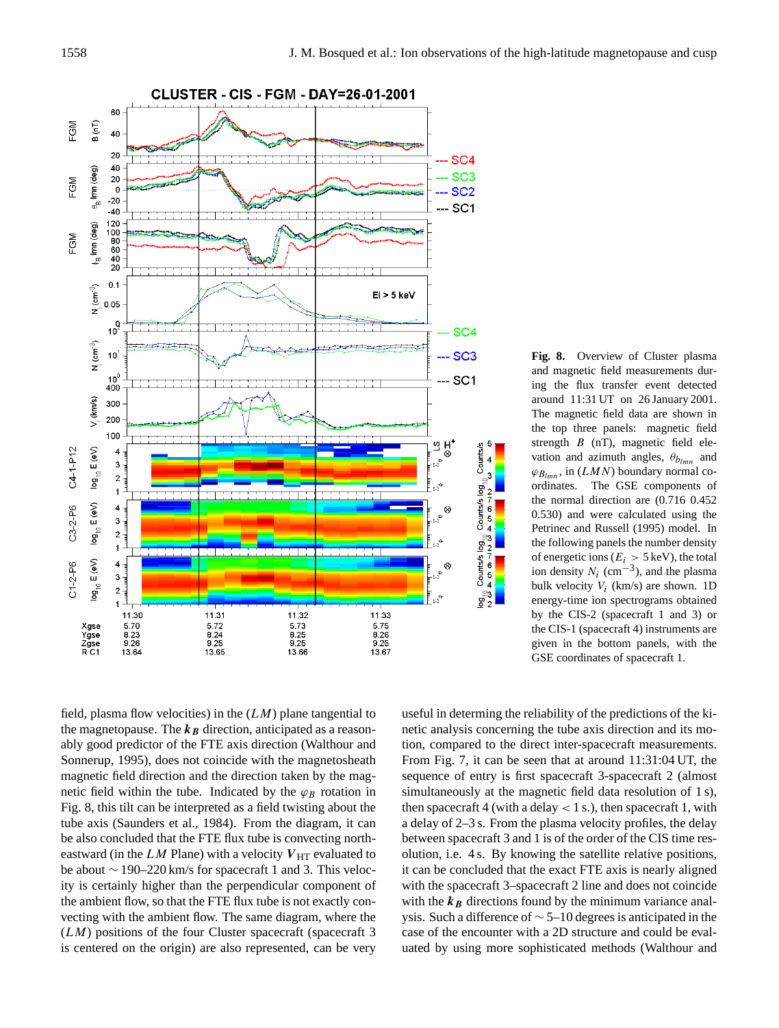**Fig. 8.** Overview of Cluster plasma and magnetic field measurements during the flux transfer event detected around 11:31 UT on 26 January 2001. The magnetic field data are shown in the top three panels: magnetic field strength $B$ (nT), magnetic field elevation and azimuth angles, $\theta_{b_{lmn}}$ and $\varphi_{B_{lmn}}$, in $(LMN)$ boundary normal coordinates. The GSE components of the normal direction are (0.716 0.452 0.530) and were calculated using the Petrinec and Russell (1995) model. In the following panels the number density of energetic ions ($E_i > 5$ keV), the total ion density $N_i$ (cm$^{-3}$), and the plasma bulk velocity $V_i$ (km/s) are shown. 1D energy-time ion spectrograms obtained by the CIS-2 (spacecraft 1 and 3) or the CIS-1 (spacecraft 4) instruments are given in the bottom panels, with the GSE coordinates of spacecraft 1.

field, plasma flow velocities) in the $(LM)$ plane tangential to the magnetopause. The $\boldsymbol{k_B}$ direction, anticipated as a reasonably good predictor of the FTE axis direction (Walthour and Sonnerup, 1995), does not coincide with the magnetosheath magnetic field direction and the direction taken by the magnetic field within the tube. Indicated by the $\varphi_B$ rotation in Fig. 8, this tilt can be interpreted as a field twisting about the tube axis (Saunders et al., 1984). From the diagram, it can be also concluded that the FTE flux tube is convecting northeastward (in the $LM$ Plane) with a velocity $\boldsymbol{V}_{\mathrm{HT}}$ evaluated to be about $\sim$190–220 km/s for spacecraft 1 and 3. This velocity is certainly higher than the perpendicular component of the ambient flow, so that the FTE flux tube is not exactly convecting with the ambient flow. The same diagram, where the $(LM)$ positions of the four Cluster spacecraft (spacecraft 3 is centered on the origin) are also represented, can be very useful in determining the reliability of the predictions of the kinetic analysis concerning the tube axis direction and its motion, compared to the direct inter-spacecraft measurements. From Fig. 7, it can be seen that at around 11:31:04 UT, the sequence of entry is first spacecraft 3-spacecraft 2 (almost simultaneously at the magnetic field data resolution of 1 s), then spacecraft 4 (with a delay $<1$ s.), then spacecraft 1, with a delay of 2–3 s. From the plasma velocity profiles, the delay between spacecraft 3 and 1 is of the order of the CIS time resolution, i.e. 4 s. By knowing the satellite relative positions, it can be concluded that the exact FTE axis is nearly aligned with the spacecraft 3–spacecraft 2 line and does not coincide with the $\boldsymbol{k_B}$ directions found by the minimum variance analysis. Such a difference of $\sim$5–10 degrees is anticipated in the case of the encounter with a 2D structure and could be evaluated by using more sophisticated methods (Walthour and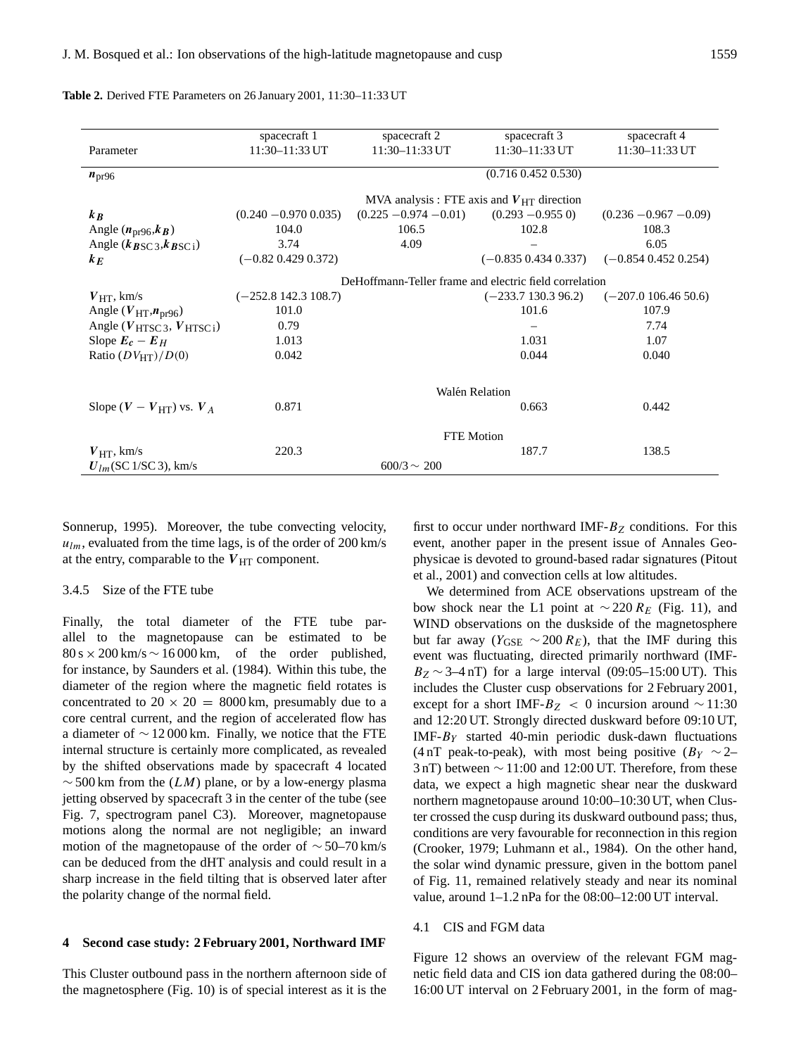**Table 2.** Derived FTE Parameters on 26 January 2001, 11:30–11:33 UT

| Parameter | spacecraft 1 11:30–11:33 UT | spacecraft 2 11:30–11:33 UT | spacecraft 3 11:30–11:33 UT | spacecraft 4 11:30–11:33 UT |
|---|---|---|---|---|
| $\boldsymbol{n}_{\mathrm{pr96}}$ | | | (0.716 0.452 0.530) | |
| | | MVA analysis : FTE axis and $\boldsymbol{V}_{\mathrm{HT}}$ direction | | |
| $\boldsymbol{k_B}$ | (0.240 −0.970 0.035) | (0.225 −0.974 −0.01) | (0.293 −0.955 0) | (0.236 −0.967 −0.09) |
| Angle ($\boldsymbol{n}_{\mathrm{pr96}}$,$\boldsymbol{k_B}$) | 104.0 | 106.5 | 102.8 | 108.3 |
| Angle ($\boldsymbol{k}_{\boldsymbol{B}\mathrm{SC}3}$,$\boldsymbol{k}_{\boldsymbol{B}\mathrm{SC}i}$) | 3.74 | 4.09 | – | 6.05 |
| $\boldsymbol{k_E}$ | (−0.82 0.429 0.372) | | (−0.835 0.434 0.337) | (−0.854 0.452 0.254) |
| | | DeHoffmann-Teller frame and electric field correlation | | |
| $\boldsymbol{V}_{\mathrm{HT}}$, km/s | (−252.8 142.3 108.7) | | (−233.7 130.3 96.2) | (−207.0 106.46 50.6) |
| Angle ($\boldsymbol{V}_{\mathrm{HT}}$,$\boldsymbol{n}_{\mathrm{pr96}}$) | 101.0 | | 101.6 | 107.9 |
| Angle ($\boldsymbol{V}_{\mathrm{HTSC}3}$, $\boldsymbol{V}_{\mathrm{HTSC}i}$) | 0.79 | | – | 7.74 |
| Slope $\boldsymbol{E_c} - \boldsymbol{E}_H$ | 1.013 | | 1.031 | 1.07 |
| Ratio $(DV_{\mathrm{HT}})/D(0)$ | 0.042 | | 0.044 | 0.040 |
| | | | Walén Relation | |
| Slope ($\boldsymbol{V} - \boldsymbol{V}_{\mathrm{HT}}$) vs. $\boldsymbol{V}_A$ | 0.871 | | 0.663 | 0.442 |
| | | | FTE Motion | |
| $\boldsymbol{V}_{\mathrm{HT}}$, km/s | 220.3 | | 187.7 | 138.5 |
| $\boldsymbol{U}_{lm}$(SC 1/SC 3), km/s | | 600/3 ∼ 200 | | |

Sonnerup, 1995). Moreover, the tube convecting velocity, $u_{lm}$, evaluated from the time lags, is of the order of 200 km/s at the entry, comparable to the $\boldsymbol{V}_{\mathrm{HT}}$ component.

#### 3.4.5 Size of the FTE tube

Finally, the total diameter of the FTE tube parallel to the magnetopause can be estimated to be $80\,\mathrm{s} \times 200\,\mathrm{km/s} \sim 16\,000\,\mathrm{km}$, of the order published, for instance, by Saunders et al. (1984). Within this tube, the diameter of the region where the magnetic field rotates is concentrated to $20 \times 20 = 8000$ km, presumably due to a core central current, and the region of accelerated flow has a diameter of ∼ 12 000 km. Finally, we notice that the FTE internal structure is certainly more complicated, as revealed by the shifted observations made by spacecraft 4 located ∼ 500 km from the ($LM$) plane, or by a low-energy plasma jetting observed by spacecraft 3 in the center of the tube (see Fig. 7, spectrogram panel C3). Moreover, magnetopause motions along the normal are not negligible; an inward motion of the magnetopause of the order of ∼ 50–70 km/s can be deduced from the dHT analysis and could result in a sharp increase in the field tilting that is observed later after the polarity change of the normal field.

## 4 Second case study: 2 February 2001, Northward IMF

This Cluster outbound pass in the northern afternoon side of the magnetosphere (Fig. 10) is of special interest as it is the first to occur under northward IMF-$B_Z$ conditions. For this event, another paper in the present issue of Annales Geophysicae is devoted to ground-based radar signatures (Pitout et al., 2001) and convection cells at low altitudes.

We determined from ACE observations upstream of the bow shock near the L1 point at $\sim 220\,R_E$ (Fig. 11), and WIND observations on the duskside of the magnetosphere but far away ($Y_{\mathrm{GSE}} \sim 200\,R_E$), that the IMF during this event was fluctuating, directed primarily northward (IMF-$B_Z \sim$ 3–4 nT) for a large interval (09:05–15:00 UT). This includes the Cluster cusp observations for 2 February 2001, except for a short IMF-$B_Z < 0$ incursion around ∼ 11:30 and 12:20 UT. Strongly directed duskward before 09:10 UT, IMF-$B_Y$ started 40-min periodic dusk-dawn fluctuations (4 nT peak-to-peak), with most being positive ($B_Y \sim$ 2–3 nT) between ∼ 11:00 and 12:00 UT. Therefore, from these data, we expect a high magnetic shear near the duskward northern magnetopause around 10:00–10:30 UT, when Cluster crossed the cusp during its duskward outbound pass; thus, conditions are very favourable for reconnection in this region (Crooker, 1979; Luhmann et al., 1984). On the other hand, the solar wind dynamic pressure, given in the bottom panel of Fig. 11, remained relatively steady and near its nominal value, around 1–1.2 nPa for the 08:00–12:00 UT interval.

### 4.1 CIS and FGM data

Figure 12 shows an overview of the relevant FGM magnetic field data and CIS ion data gathered during the 08:00–16:00 UT interval on 2 February 2001, in the form of mag-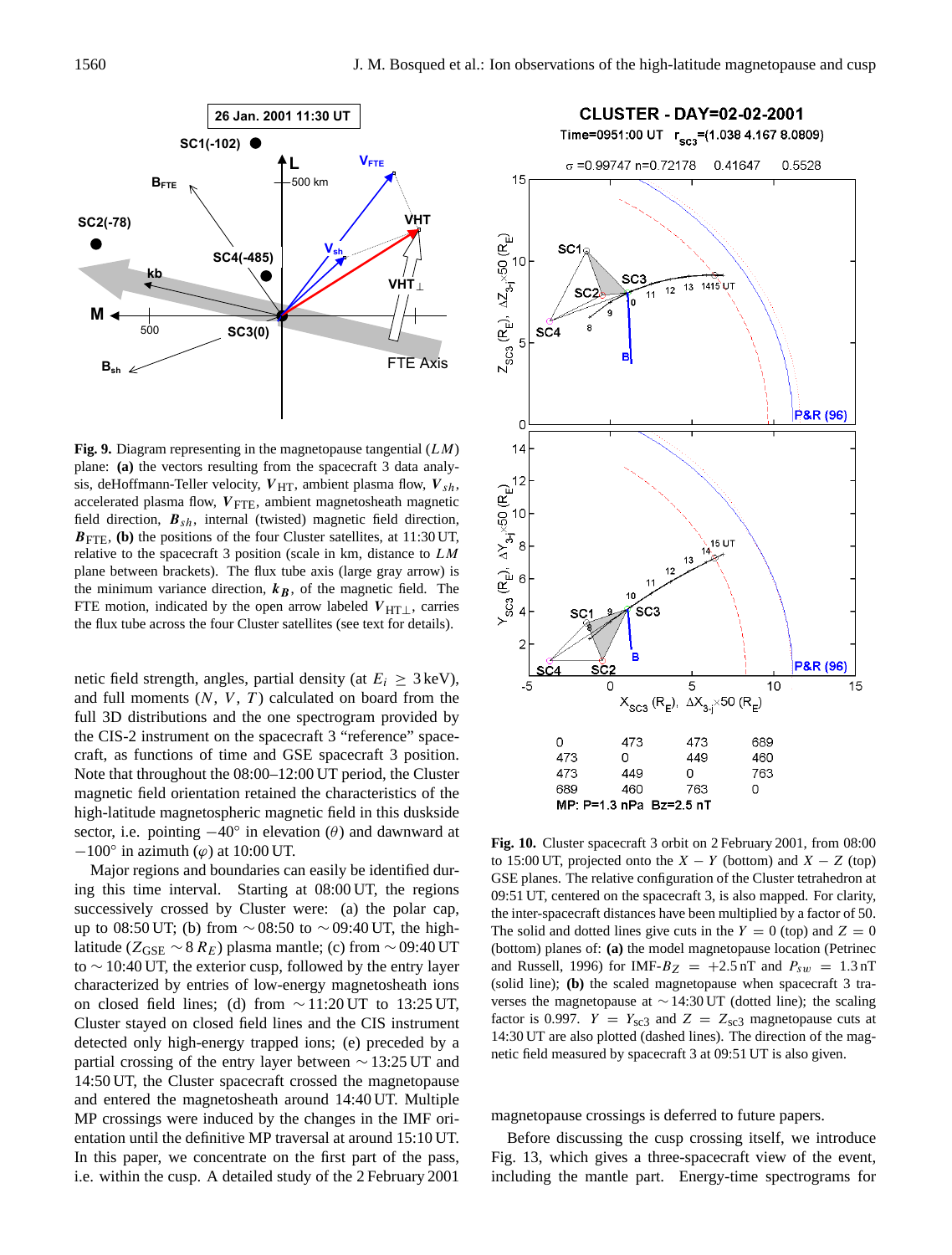**Fig. 9.** Diagram representing in the magnetopause tangential ($LM$) plane: **(a)** the vectors resulting from the spacecraft 3 data analysis, deHoffmann-Teller velocity, $\boldsymbol{V}_{\mathrm{HT}}$, ambient plasma flow, $\boldsymbol{V}_{sh}$, accelerated plasma flow, $\boldsymbol{V}_{\mathrm{FTE}}$, ambient magnetosheath magnetic field direction, $\boldsymbol{B}_{sh}$, internal (twisted) magnetic field direction, $\boldsymbol{B}_{\mathrm{FTE}}$, **(b)** the positions of the four Cluster satellites, at 11:30 UT, relative to the spacecraft 3 position (scale in km, distance to $LM$ plane between brackets). The flux tube axis (large gray arrow) is the minimum variance direction, $\boldsymbol{k_B}$, of the magnetic field. The FTE motion, indicated by the open arrow labeled $\boldsymbol{V}_{\mathrm{HT}\perp}$, carries the flux tube across the four Cluster satellites (see text for details).

netic field strength, angles, partial density (at $E_i \geq 3$ keV), and full moments ($N$, $V$, $T$) calculated on board from the full 3D distributions and the one spectrogram provided by the CIS-2 instrument on the spacecraft 3 "reference" spacecraft, as functions of time and GSE spacecraft 3 position. Note that throughout the 08:00–12:00 UT period, the Cluster magnetic field orientation retained the characteristics of the high-latitude magnetospheric magnetic field in this duskside sector, i.e. pointing $-40°$ in elevation ($\theta$) and dawnward at $-100°$ in azimuth ($\varphi$) at 10:00 UT.

Major regions and boundaries can easily be identified during this time interval. Starting at 08:00 UT, the regions successively crossed by Cluster were: (a) the polar cap, up to 08:50 UT; (b) from $\sim$08:50 to $\sim$09:40 UT, the high-latitude ($Z_{\mathrm{GSE}} \sim 8\,R_E$) plasma mantle; (c) from $\sim$09:40 UT to $\sim$10:40 UT, the exterior cusp, followed by the entry layer characterized by entries of low-energy magnetosheath ions on closed field lines; (d) from $\sim$11:20 UT to 13:25 UT, Cluster stayed on closed field lines and the CIS instrument detected only high-energy trapped ions; (e) preceded by a partial crossing of the entry layer between $\sim$13:25 UT and 14:50 UT, the Cluster spacecraft crossed the magnetopause and entered the magnetosheath around 14:40 UT. Multiple MP crossings were induced by the changes in the IMF orientation until the definitive MP traversal at around 15:10 UT. In this paper, we concentrate on the first part of the pass, i.e. within the cusp. A detailed study of the 2 February 2001

**Fig. 10.** Cluster spacecraft 3 orbit on 2 February 2001, from 08:00 to 15:00 UT, projected onto the $X-Y$ (bottom) and $X-Z$ (top) GSE planes. The relative configuration of the Cluster tetrahedron at 09:51 UT, centered on the spacecraft 3, is also mapped. For clarity, the inter-spacecraft distances have been multiplied by a factor of 50. The solid and dotted lines give cuts in the $Y=0$ (top) and $Z=0$ (bottom) planes of: **(a)** the model magnetopause location (Petrinec and Russell, 1996) for IMF-$B_Z = +2.5$ nT and $P_{sw} = 1.3$ nT (solid line); **(b)** the scaled magnetopause when spacecraft 3 traverses the magnetopause at $\sim$14:30 UT (dotted line); the scaling factor is 0.997. $Y = Y_{\mathrm{sc3}}$ and $Z = Z_{\mathrm{sc3}}$ magnetopause cuts at 14:30 UT are also plotted (dashed lines). The direction of the magnetic field measured by spacecraft 3 at 09:51 UT is also given.

magnetopause crossings is deferred to future papers.

Before discussing the cusp crossing itself, we introduce Fig. 13, which gives a three-spacecraft view of the event, including the mantle part. Energy-time spectrograms for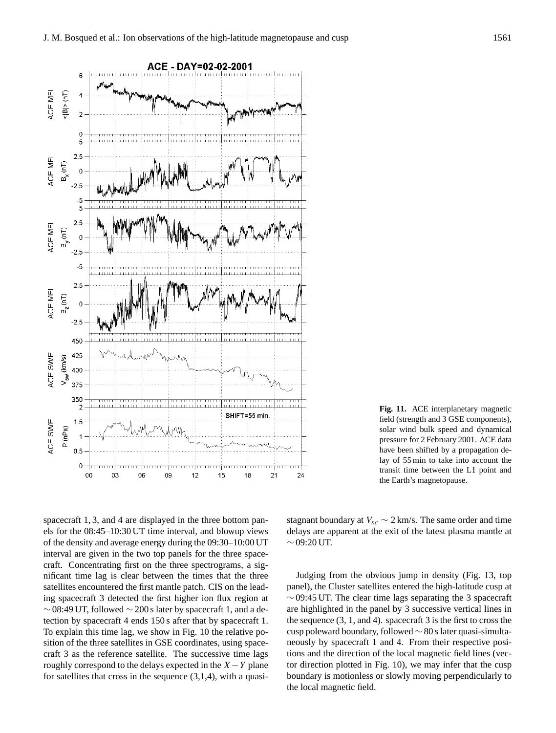**Fig. 11.** ACE interplanetary magnetic field (strength and 3 GSE components), solar wind bulk speed and dynamical pressure for 2 February 2001. ACE data have been shifted by a propagation delay of 55 min to take into account the transit time between the L1 point and the Earth's magnetopause.

spacecraft 1, 3, and 4 are displayed in the three bottom panels for the 08:45–10:30 UT time interval, and blowup views of the density and average energy during the 09:30–10:00 UT interval are given in the two top panels for the three spacecraft. Concentrating first on the three spectrograms, a significant time lag is clear between the times that the three satellites encountered the first mantle patch. CIS on the leading spacecraft 3 detected the first higher ion flux region at ~08:49 UT, followed ~200 s later by spacecraft 1, and a detection by spacecraft 4 ends 150 s after that by spacecraft 1. To explain this time lag, we show in Fig. 10 the relative position of the three satellites in GSE coordinates, using spacecraft 3 as the reference satellite. The successive time lags roughly correspond to the delays expected in the $X-Y$ plane for satellites that cross in the sequence (3,1,4), with a quasi-stagnant boundary at $V_{sc} \sim 2$ km/s. The same order and time delays are apparent at the exit of the latest plasma mantle at ~09:20 UT.

Judging from the obvious jump in density (Fig. 13, top panel), the Cluster satellites entered the high-latitude cusp at ~09:45 UT. The clear time lags separating the 3 spacecraft are highlighted in the panel by 3 successive vertical lines in the sequence (3, 1, and 4). spacecraft 3 is the first to cross the cusp poleward boundary, followed ~80 s later quasi-simultaneously by spacecraft 1 and 4. From their respective positions and the direction of the local magnetic field lines (vector direction plotted in Fig. 10), we may infer that the cusp boundary is motionless or slowly moving perpendicularly to the local magnetic field.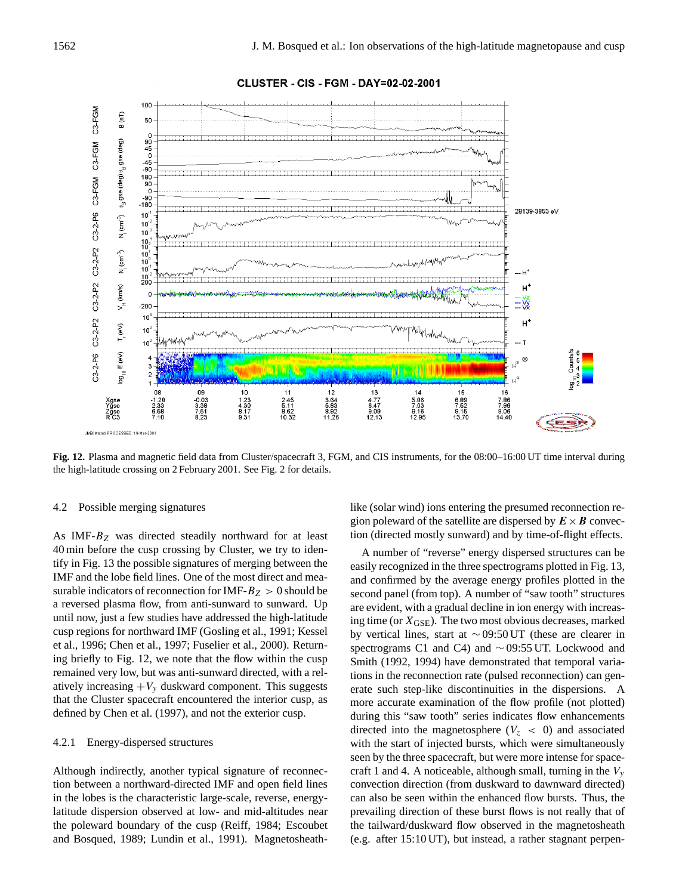**Fig. 12.** Plasma and magnetic field data from Cluster/spacecraft 3, FGM, and CIS instruments, for the 08:00–16:00 UT time interval during the high-latitude crossing on 2 February 2001. See Fig. 2 for details.

### 4.2 Possible merging signatures

As IMF-$B_Z$ was directed steadily northward for at least 40 min before the cusp crossing by Cluster, we try to identify in Fig. 13 the possible signatures of merging between the IMF and the lobe field lines. One of the most direct and measurable indicators of reconnection for IMF-$B_Z > 0$ should be a reversed plasma flow, from anti-sunward to sunward. Up until now, just a few studies have addressed the high-latitude cusp regions for northward IMF (Gosling et al., 1991; Kessel et al., 1996; Chen et al., 1997; Fuselier et al., 2000). Returning briefly to Fig. 12, we note that the flow within the cusp remained very low, but was anti-sunward directed, with a relatively increasing $+V_y$ duskward component. This suggests that the Cluster spacecraft encountered the interior cusp, as defined by Chen et al. (1997), and not the exterior cusp.

#### 4.2.1 Energy-dispersed structures

Although indirectly, another typical signature of reconnection between a northward-directed IMF and open field lines in the lobes is the characteristic large-scale, reverse, energy-latitude dispersion observed at low- and mid-altitudes near the poleward boundary of the cusp (Reiff, 1984; Escoubet and Bosqued, 1989; Lundin et al., 1991). Magnetosheath-like (solar wind) ions entering the presumed reconnection region poleward of the satellite are dispersed by $\boldsymbol{E} \times \boldsymbol{B}$ convection (directed mostly sunward) and by time-of-flight effects.

A number of "reverse" energy dispersed structures can be easily recognized in the three spectrograms plotted in Fig. 13, and confirmed by the average energy profiles plotted in the second panel (from top). A number of "saw tooth" structures are evident, with a gradual decline in ion energy with increasing time (or $X_{\mathrm{GSE}}$). The two most obvious decreases, marked by vertical lines, start at $\sim$09:50 UT (these are clearer in spectrograms C1 and C4) and $\sim$09:55 UT. Lockwood and Smith (1992, 1994) have demonstrated that temporal variations in the reconnection rate (pulsed reconnection) can generate such step-like discontinuities in the dispersions. A more accurate examination of the flow profile (not plotted) during this "saw tooth" series indicates flow enhancements directed into the magnetosphere ($V_z < 0$) and associated with the start of injected bursts, which were simultaneously seen by the three spacecraft, but were more intense for spacecraft 1 and 4. A noticeable, although small, turning in the $V_y$ convection direction (from duskward to dawnward directed) can also be seen within the enhanced flow bursts. Thus, the prevailing direction of these burst flows is not really that of the tailward/duskward flow observed in the magnetosheath (e.g. after 15:10 UT), but instead, a rather stagnant perpen-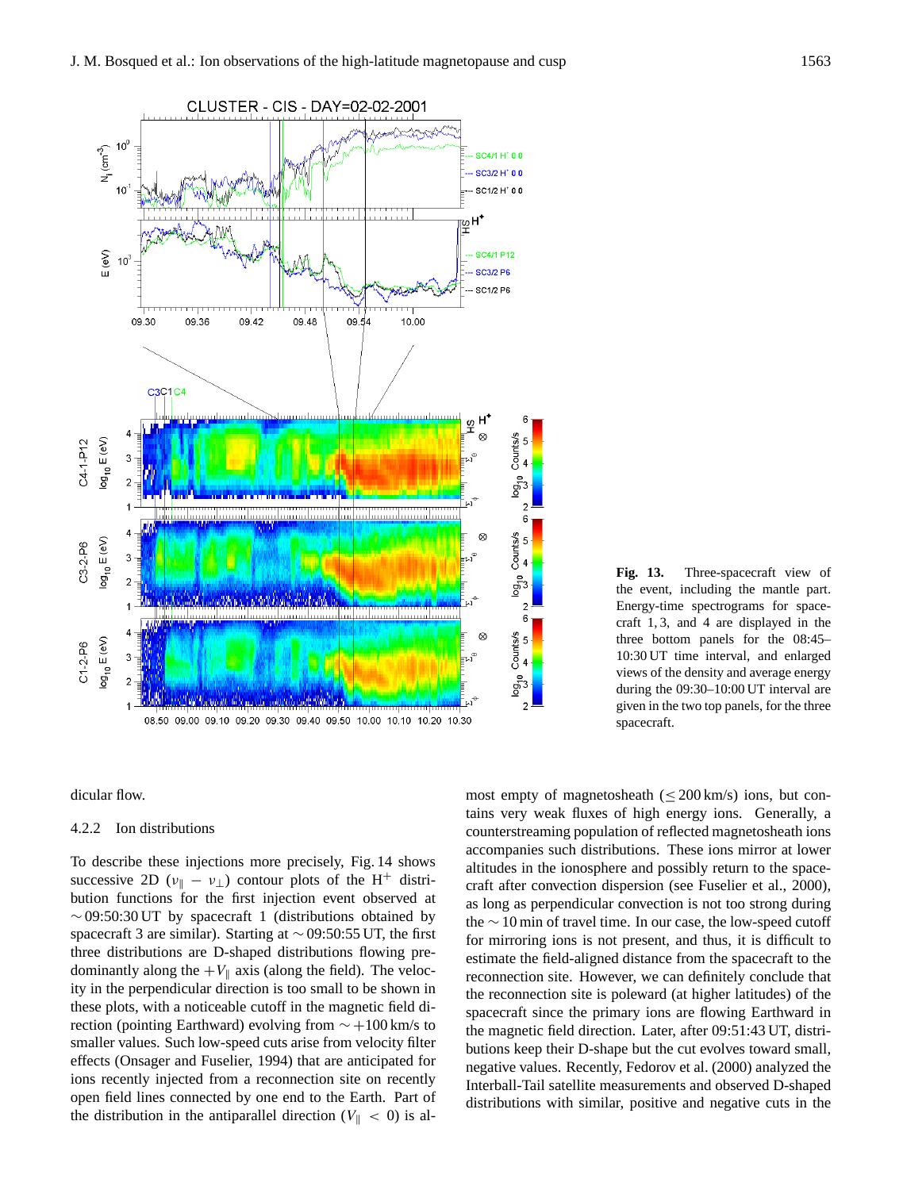**Fig. 13.** Three-spacecraft view of the event, including the mantle part. Energy-time spectrograms for spacecraft 1, 3, and 4 are displayed in the three bottom panels for the 08:45–10:30 UT time interval, and enlarged views of the density and average energy during the 09:30–10:00 UT interval are given in the two top panels, for the three spacecraft.

dicular flow.

#### 4.2.2 Ion distributions

To describe these injections more precisely, Fig. 14 shows successive 2D ($v_{\parallel} - v_{\perp}$) contour plots of the $H^{+}$ distribution functions for the first injection event observed at $\sim$09:50:30 UT by spacecraft 1 (distributions obtained by spacecraft 3 are similar). Starting at $\sim$09:50:55 UT, the first three distributions are D-shaped distributions flowing predominantly along the $+V_{\parallel}$ axis (along the field). The velocity in the perpendicular direction is too small to be shown in these plots, with a noticeable cutoff in the magnetic field direction (pointing Earthward) evolving from $\sim +100$ km/s to smaller values. Such low-speed cuts arise from velocity filter effects (Onsager and Fuselier, 1994) that are anticipated for ions recently injected from a reconnection site on recently open field lines connected by one end to the Earth. Part of the distribution in the antiparallel direction ($V_{\parallel} < 0$) is almost empty of magnetosheath ($\leq 200$ km/s) ions, but contains very weak fluxes of high energy ions. Generally, a counterstreaming population of reflected magnetosheath ions accompanies such distributions. These ions mirror at lower altitudes in the ionosphere and possibly return to the spacecraft after convection dispersion (see Fuselier et al., 2000), as long as perpendicular convection is not too strong during the $\sim$10 min of travel time. In our case, the low-speed cutoff for mirroring ions is not present, and thus, it is difficult to estimate the field-aligned distance from the spacecraft to the reconnection site. However, we can definitely conclude that the reconnection site is poleward (at higher latitudes) of the spacecraft since the primary ions are flowing Earthward in the magnetic field direction. Later, after 09:51:43 UT, distributions keep their D-shape but the cut evolves toward small, negative values. Recently, Fedorov et al. (2000) analyzed the Interball-Tail satellite measurements and observed D-shaped distributions with similar, positive and negative cuts in the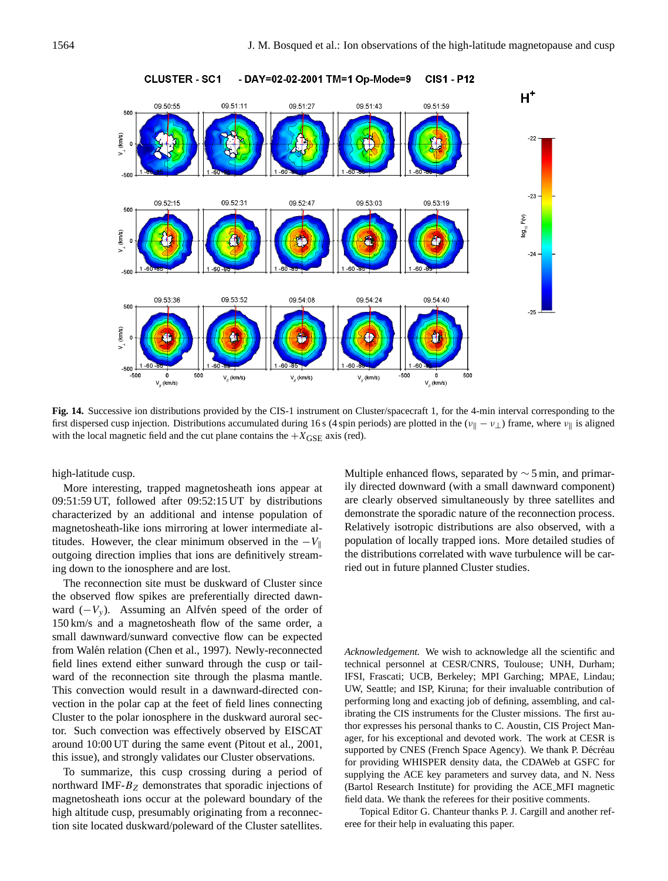**Fig. 14.** Successive ion distributions provided by the CIS-1 instrument on Cluster/spacecraft 1, for the 4-min interval corresponding to the first dispersed cusp injection. Distributions accumulated during 16 s (4 spin periods) are plotted in the ($v_\parallel - v_\perp$) frame, where $v_\parallel$ is aligned with the local magnetic field and the cut plane contains the $+X_{\rm GSE}$ axis (red).

high-latitude cusp.

More interesting, trapped magnetosheath ions appear at 09:51:59 UT, followed after 09:52:15 UT by distributions characterized by an additional and intense population of magnetosheath-like ions mirroring at lower intermediate altitudes. However, the clear minimum observed in the $-V_\parallel$ outgoing direction implies that ions are definitively streaming down to the ionosphere and are lost.

The reconnection site must be duskward of Cluster since the observed flow spikes are preferentially directed dawnward ($-V_y$). Assuming an Alfvén speed of the order of 150 km/s and a magnetosheath flow of the same order, a small dawnward/sunward convective flow can be expected from Walén relation (Chen et al., 1997). Newly-reconnected field lines extend either sunward through the cusp or tailward of the reconnection site through the plasma mantle. This convection would result in a dawnward-directed convection in the polar cap at the feet of field lines connecting Cluster to the polar ionosphere in the duskward auroral sector. Such convection was effectively observed by EISCAT around 10:00 UT during the same event (Pitout et al., 2001, this issue), and strongly validates our Cluster observations.

To summarize, this cusp crossing during a period of northward IMF-$B_Z$ demonstrates that sporadic injections of magnetosheath ions occur at the poleward boundary of the high altitude cusp, presumably originating from a reconnection site located duskward/poleward of the Cluster satellites. Multiple enhanced flows, separated by $\sim$5 min, and primarily directed downward (with a small dawnward component) are clearly observed simultaneously by three satellites and demonstrate the sporadic nature of the reconnection process. Relatively isotropic distributions are also observed, with a population of locally trapped ions. More detailed studies of the distributions correlated with wave turbulence will be carried out in future planned Cluster studies.

*Acknowledgement.* We wish to acknowledge all the scientific and technical personnel at CESR/CNRS, Toulouse; UNH, Durham; IFSI, Frascati; UCB, Berkeley; MPI Garching; MPAE, Lindau; UW, Seattle; and ISP, Kiruna; for their invaluable contribution of performing long and exacting job of defining, assembling, and calibrating the CIS instruments for the Cluster missions. The first author expresses his personal thanks to C. Aoustin, CIS Project Manager, for his exceptional and devoted work. The work at CESR is supported by CNES (French Space Agency). We thank P. Décréau for providing WHISPER density data, the CDAWeb at GSFC for supplying the ACE key parameters and survey data, and N. Ness (Bartol Research Institute) for providing the ACE_MFI magnetic field data. We thank the referees for their positive comments.

Topical Editor G. Chanteur thanks P. J. Cargill and another referee for their help in evaluating this paper.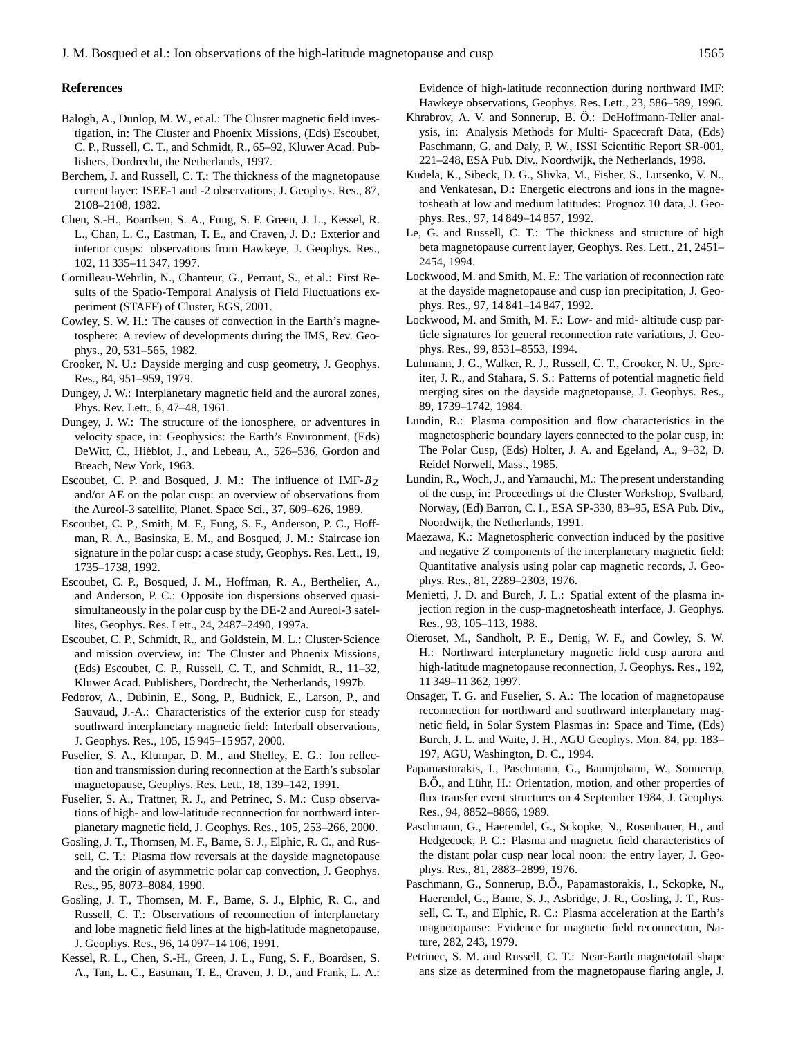## References

Balogh, A., Dunlop, M. W., et al.: The Cluster magnetic field investigation, in: The Cluster and Phoenix Missions, (Eds) Escoubet, C. P., Russell, C. T., and Schmidt, R., 65–92, Kluwer Acad. Publishers, Dordrecht, the Netherlands, 1997.

Berchem, J. and Russell, C. T.: The thickness of the magnetopause current layer: ISEE-1 and -2 observations, J. Geophys. Res., 87, 2108–2108, 1982.

Chen, S.-H., Boardsen, S. A., Fung, S. F. Green, J. L., Kessel, R. L., Chan, L. C., Eastman, T. E., and Craven, J. D.: Exterior and interior cusps: observations from Hawkeye, J. Geophys. Res., 102, 11 335–11 347, 1997.

Cornilleau-Wehrlin, N., Chanteur, G., Perraut, S., et al.: First Results of the Spatio-Temporal Analysis of Field Fluctuations experiment (STAFF) of Cluster, EGS, 2001.

Cowley, S. W. H.: The causes of convection in the Earth's magnetosphere: A review of developments during the IMS, Rev. Geophys., 20, 531–565, 1982.

Crooker, N. U.: Dayside merging and cusp geometry, J. Geophys. Res., 84, 951–959, 1979.

Dungey, J. W.: Interplanetary magnetic field and the auroral zones, Phys. Rev. Lett., 6, 47–48, 1961.

Dungey, J. W.: The structure of the ionosphere, or adventures in velocity space, in: Geophysics: the Earth's Environment, (Eds) DeWitt, C., Hiéblot, J., and Lebeau, A., 526–536, Gordon and Breach, New York, 1963.

Escoubet, C. P. and Bosqued, J. M.: The influence of IMF-$B_Z$ and/or AE on the polar cusp: an overview of observations from the Aureol-3 satellite, Planet. Space Sci., 37, 609–626, 1989.

Escoubet, C. P., Smith, M. F., Fung, S. F., Anderson, P. C., Hoffman, R. A., Basinska, E. M., and Bosqued, J. M.: Staircase ion signature in the polar cusp: a case study, Geophys. Res. Lett., 19, 1735–1738, 1992.

Escoubet, C. P., Bosqued, J. M., Hoffman, R. A., Berthelier, A., and Anderson, P. C.: Opposite ion dispersions observed quasi-simultaneously in the polar cusp by the DE-2 and Aureol-3 satellites, Geophys. Res. Lett., 24, 2487–2490, 1997a.

Escoubet, C. P., Schmidt, R., and Goldstein, M. L.: Cluster-Science and mission overview, in: The Cluster and Phoenix Missions, (Eds) Escoubet, C. P., Russell, C. T., and Schmidt, R., 11–32, Kluwer Acad. Publishers, Dordrecht, the Netherlands, 1997b.

Fedorov, A., Dubinin, E., Song, P., Budnick, E., Larson, P., and Sauvaud, J.-A.: Characteristics of the exterior cusp for steady southward interplanetary magnetic field: Interball observations, J. Geophys. Res., 105, 15 945–15 957, 2000.

Fuselier, S. A., Klumpar, D. M., and Shelley, E. G.: Ion reflection and transmission during reconnection at the Earth's subsolar magnetopause, Geophys. Res. Lett., 18, 139–142, 1991.

Fuselier, S. A., Trattner, R. J., and Petrinec, S. M.: Cusp observations of high- and low-latitude reconnection for northward interplanetary magnetic field, J. Geophys. Res., 105, 253–266, 2000.

Gosling, J. T., Thomsen, M. F., Bame, S. J., Elphic, R. C., and Russell, C. T.: Plasma flow reversals at the dayside magnetopause and the origin of asymmetric polar cap convection, J. Geophys. Res., 95, 8073–8084, 1990.

Gosling, J. T., Thomsen, M. F., Bame, S. J., Elphic, R. C., and Russell, C. T.: Observations of reconnection of interplanetary and lobe magnetic field lines at the high-latitude magnetopause, J. Geophys. Res., 96, 14 097–14 106, 1991.

Kessel, R. L., Chen, S.-H., Green, J. L., Fung, S. F., Boardsen, S. A., Tan, L. C., Eastman, T. E., Craven, J. D., and Frank, L. A.: Evidence of high-latitude reconnection during northward IMF: Hawkeye observations, Geophys. Res. Lett., 23, 586–589, 1996.

Khrabrov, A. V. and Sonnerup, B. Ö.: DeHoffmann-Teller analysis, in: Analysis Methods for Multi- Spacecraft Data, (Eds) Paschmann, G. and Daly, P. W., ISSI Scientific Report SR-001, 221–248, ESA Pub. Div., Noordwijk, the Netherlands, 1998.

Kudela, K., Sibeck, D. G., Slivka, M., Fisher, S., Lutsenko, V. N., and Venkatesan, D.: Energetic electrons and ions in the magnetosheath at low and medium latitudes: Prognoz 10 data, J. Geophys. Res., 97, 14 849–14 857, 1992.

Le, G. and Russell, C. T.: The thickness and structure of high beta magnetopause current layer, Geophys. Res. Lett., 21, 2451–2454, 1994.

Lockwood, M. and Smith, M. F.: The variation of reconnection rate at the dayside magnetopause and cusp ion precipitation, J. Geophys. Res., 97, 14 841–14 847, 1992.

Lockwood, M. and Smith, M. F.: Low- and mid- altitude cusp particle signatures for general reconnection rate variations, J. Geophys. Res., 99, 8531–8553, 1994.

Luhmann, J. G., Walker, R. J., Russell, C. T., Crooker, N. U., Spreiter, J. R., and Stahara, S. S.: Patterns of potential magnetic field merging sites on the dayside magnetopause, J. Geophys. Res., 89, 1739–1742, 1984.

Lundin, R.: Plasma composition and flow characteristics in the magnetospheric boundary layers connected to the polar cusp, in: The Polar Cusp, (Eds) Holter, J. A. and Egeland, A., 9–32, D. Reidel Norwell, Mass., 1985.

Lundin, R., Woch, J., and Yamauchi, M.: The present understanding of the cusp, in: Proceedings of the Cluster Workshop, Svalbard, Norway, (Ed) Barron, C. I., ESA SP-330, 83–95, ESA Pub. Div., Noordwijk, the Netherlands, 1991.

Maezawa, K.: Magnetospheric convection induced by the positive and negative $Z$ components of the interplanetary magnetic field: Quantitative analysis using polar cap magnetic records, J. Geophys. Res., 81, 2289–2303, 1976.

Menietti, J. D. and Burch, J. L.: Spatial extent of the plasma injection region in the cusp-magnetosheath interface, J. Geophys. Res., 93, 105–113, 1988.

Oieroset, M., Sandholt, P. E., Denig, W. F., and Cowley, S. W. H.: Northward interplanetary magnetic field cusp aurora and high-latitude magnetopause reconnection, J. Geophys. Res., 192, 11 349–11 362, 1997.

Onsager, T. G. and Fuselier, S. A.: The location of magnetopause reconnection for northward and southward interplanetary magnetic field, in Solar System Plasmas in: Space and Time, (Eds) Burch, J. L. and Waite, J. H., AGU Geophys. Mon. 84, pp. 183–197, AGU, Washington, D. C., 1994.

Papamastorakis, I., Paschmann, G., Baumjohann, W., Sonnerup, B.Ö., and Lühr, H.: Orientation, motion, and other properties of flux transfer event structures on 4 September 1984, J. Geophys. Res., 94, 8852–8866, 1989.

Paschmann, G., Haerendel, G., Sckopke, N., Rosenbauer, H., and Hedgecock, P. C.: Plasma and magnetic field characteristics of the distant polar cusp near local noon: the entry layer, J. Geophys. Res., 81, 2883–2899, 1976.

Paschmann, G., Sonnerup, B.Ö., Papamastorakis, I., Sckopke, N., Haerendel, G., Bame, S. J., Asbridge, J. R., Gosling, J. T., Russell, C. T., and Elphic, R. C.: Plasma acceleration at the Earth's magnetopause: Evidence for magnetic field reconnection, Nature, 282, 243, 1979.

Petrinec, S. M. and Russell, C. T.: Near-Earth magnetotail shape ans size as determined from the magnetopause flaring angle, J.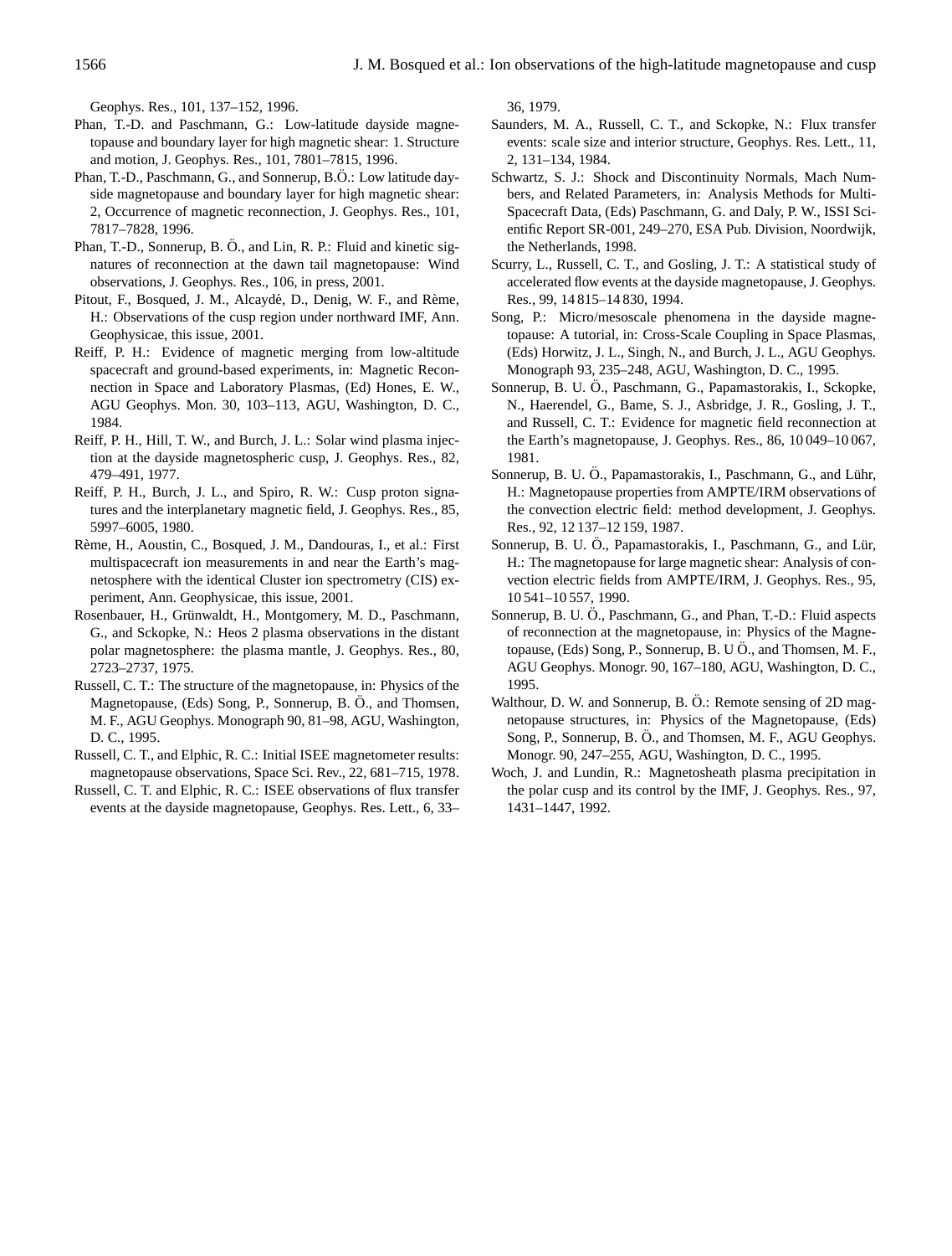Geophys. Res., 101, 137–152, 1996.

Phan, T.-D. and Paschmann, G.: Low-latitude dayside magnetopause and boundary layer for high magnetic shear: 1. Structure and motion, J. Geophys. Res., 101, 7801–7815, 1996.

Phan, T.-D., Paschmann, G., and Sonnerup, B.Ö.: Low latitude dayside magnetopause and boundary layer for high magnetic shear: 2, Occurrence of magnetic reconnection, J. Geophys. Res., 101, 7817–7828, 1996.

Phan, T.-D., Sonnerup, B. Ö., and Lin, R. P.: Fluid and kinetic signatures of reconnection at the dawn tail magnetopause: Wind observations, J. Geophys. Res., 106, in press, 2001.

Pitout, F., Bosqued, J. M., Alcaydé, D., Denig, W. F., and Rème, H.: Observations of the cusp region under northward IMF, Ann. Geophysicae, this issue, 2001.

Reiff, P. H.: Evidence of magnetic merging from low-altitude spacecraft and ground-based experiments, in: Magnetic Reconnection in Space and Laboratory Plasmas, (Ed) Hones, E. W., AGU Geophys. Mon. 30, 103–113, AGU, Washington, D. C., 1984.

Reiff, P. H., Hill, T. W., and Burch, J. L.: Solar wind plasma injection at the dayside magnetospheric cusp, J. Geophys. Res., 82, 479–491, 1977.

Reiff, P. H., Burch, J. L., and Spiro, R. W.: Cusp proton signatures and the interplanetary magnetic field, J. Geophys. Res., 85, 5997–6005, 1980.

Rème, H., Aoustin, C., Bosqued, J. M., Dandouras, I., et al.: First multispacecraft ion measurements in and near the Earth's magnetosphere with the identical Cluster ion spectrometry (CIS) experiment, Ann. Geophysicae, this issue, 2001.

Rosenbauer, H., Grünwaldt, H., Montgomery, M. D., Paschmann, G., and Sckopke, N.: Heos 2 plasma observations in the distant polar magnetosphere: the plasma mantle, J. Geophys. Res., 80, 2723–2737, 1975.

Russell, C. T.: The structure of the magnetopause, in: Physics of the Magnetopause, (Eds) Song, P., Sonnerup, B. Ö., and Thomsen, M. F., AGU Geophys. Monograph 90, 81–98, AGU, Washington, D. C., 1995.

Russell, C. T., and Elphic, R. C.: Initial ISEE magnetometer results: magnetopause observations, Space Sci. Rev., 22, 681–715, 1978.

Russell, C. T. and Elphic, R. C.: ISEE observations of flux transfer events at the dayside magnetopause, Geophys. Res. Lett., 6, 33–36, 1979.

Saunders, M. A., Russell, C. T., and Sckopke, N.: Flux transfer events: scale size and interior structure, Geophys. Res. Lett., 11, 2, 131–134, 1984.

Schwartz, S. J.: Shock and Discontinuity Normals, Mach Numbers, and Related Parameters, in: Analysis Methods for Multi-Spacecraft Data, (Eds) Paschmann, G. and Daly, P. W., ISSI Scientific Report SR-001, 249–270, ESA Pub. Division, Noordwijk, the Netherlands, 1998.

Scurry, L., Russell, C. T., and Gosling, J. T.: A statistical study of accelerated flow events at the dayside magnetopause, J. Geophys. Res., 99, 14 815–14 830, 1994.

Song, P.: Micro/mesoscale phenomena in the dayside magnetopause: A tutorial, in: Cross-Scale Coupling in Space Plasmas, (Eds) Horwitz, J. L., Singh, N., and Burch, J. L., AGU Geophys. Monograph 93, 235–248, AGU, Washington, D. C., 1995.

Sonnerup, B. U. Ö., Paschmann, G., Papamastorakis, I., Sckopke, N., Haerendel, G., Bame, S. J., Asbridge, J. R., Gosling, J. T., and Russell, C. T.: Evidence for magnetic field reconnection at the Earth's magnetopause, J. Geophys. Res., 86, 10 049–10 067, 1981.

Sonnerup, B. U. Ö., Papamastorakis, I., Paschmann, G., and Lühr, H.: Magnetopause properties from AMPTE/IRM observations of the convection electric field: method development, J. Geophys. Res., 92, 12 137–12 159, 1987.

Sonnerup, B. U. Ö., Papamastorakis, I., Paschmann, G., and Lür, H.: The magnetopause for large magnetic shear: Analysis of convection electric fields from AMPTE/IRM, J. Geophys. Res., 95, 10 541–10 557, 1990.

Sonnerup, B. U. Ö., Paschmann, G., and Phan, T.-D.: Fluid aspects of reconnection at the magnetopause, in: Physics of the Magnetopause, (Eds) Song, P., Sonnerup, B. U Ö., and Thomsen, M. F., AGU Geophys. Monogr. 90, 167–180, AGU, Washington, D. C., 1995.

Walthour, D. W. and Sonnerup, B. Ö.: Remote sensing of 2D magnetopause structures, in: Physics of the Magnetopause, (Eds) Song, P., Sonnerup, B. Ö., and Thomsen, M. F., AGU Geophys. Monogr. 90, 247–255, AGU, Washington, D. C., 1995.

Woch, J. and Lundin, R.: Magnetosheath plasma precipitation in the polar cusp and its control by the IMF, J. Geophys. Res., 97, 1431–1447, 1992.